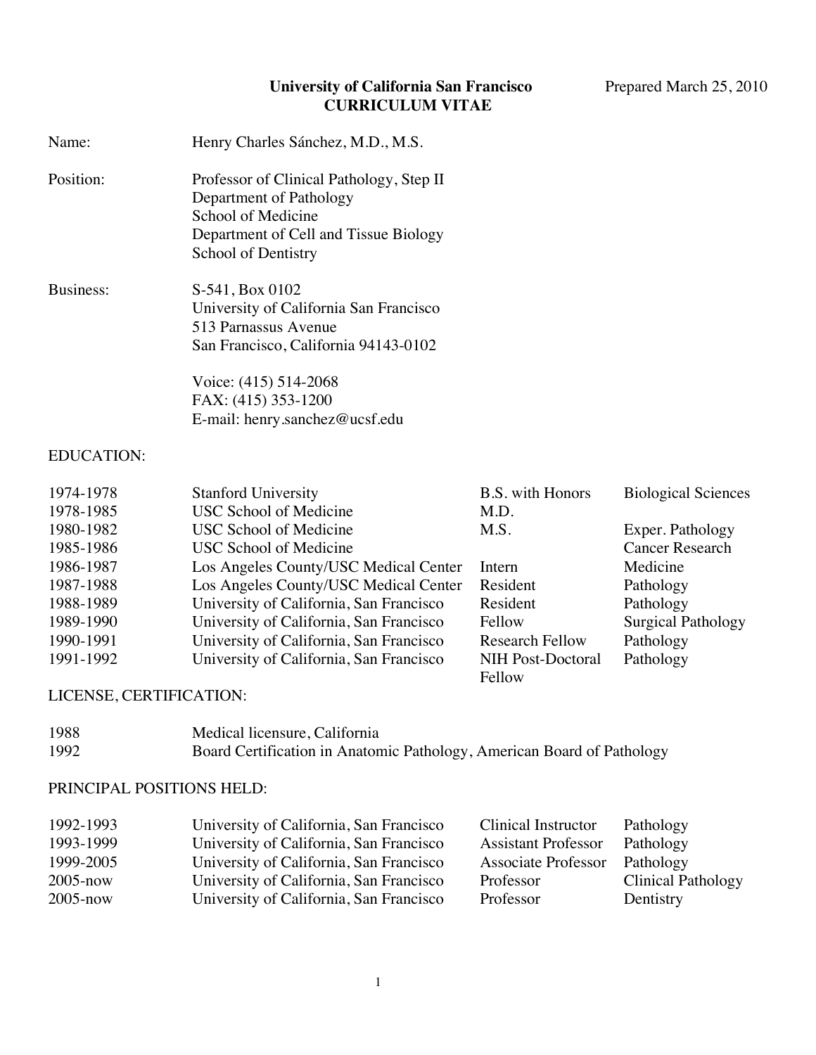**University of California San Francisco**
**CURRICULUM VITAE**

Prepared March 25, 2010

| | |
|---|---|
| Name: | Henry Charles Sánchez, M.D., M.S. |
| Position: | Professor of Clinical Pathology, Step II<br>Department of Pathology<br>School of Medicine<br>Department of Cell and Tissue Biology<br>School of Dentistry |
| Business: | S-541, Box 0102<br>University of California San Francisco<br>513 Parnassus Avenue<br>San Francisco, California 94143-0102<br><br>Voice: (415) 514-2068<br>FAX: (415) 353-1200<br>E-mail: henry.sanchez@ucsf.edu |

## EDUCATION:

| | | | |
|---|---|---|---|
| 1974-1978 | Stanford University | B.S. with Honors | Biological Sciences |
| 1978-1985 | USC School of Medicine | M.D. | |
| 1980-1982 | USC School of Medicine | M.S. | Exper. Pathology |
| 1985-1986 | USC School of Medicine | | Cancer Research |
| 1986-1987 | Los Angeles County/USC Medical Center | Intern | Medicine |
| 1987-1988 | Los Angeles County/USC Medical Center | Resident | Pathology |
| 1988-1989 | University of California, San Francisco | Resident | Pathology |
| 1989-1990 | University of California, San Francisco | Fellow | Surgical Pathology |
| 1990-1991 | University of California, San Francisco | Research Fellow | Pathology |
| 1991-1992 | University of California, San Francisco | NIH Post-Doctoral Fellow | Pathology |

## LICENSE, CERTIFICATION:

| | |
|---|---|
| 1988 | Medical licensure, California |
| 1992 | Board Certification in Anatomic Pathology, American Board of Pathology |

## PRINCIPAL POSITIONS HELD:

| | | | |
|---|---|---|---|
| 1992-1993 | University of California, San Francisco | Clinical Instructor | Pathology |
| 1993-1999 | University of California, San Francisco | Assistant Professor | Pathology |
| 1999-2005 | University of California, San Francisco | Associate Professor | Pathology |
| 2005-now | University of California, San Francisco | Professor | Clinical Pathology |
| 2005-now | University of California, San Francisco | Professor | Dentistry |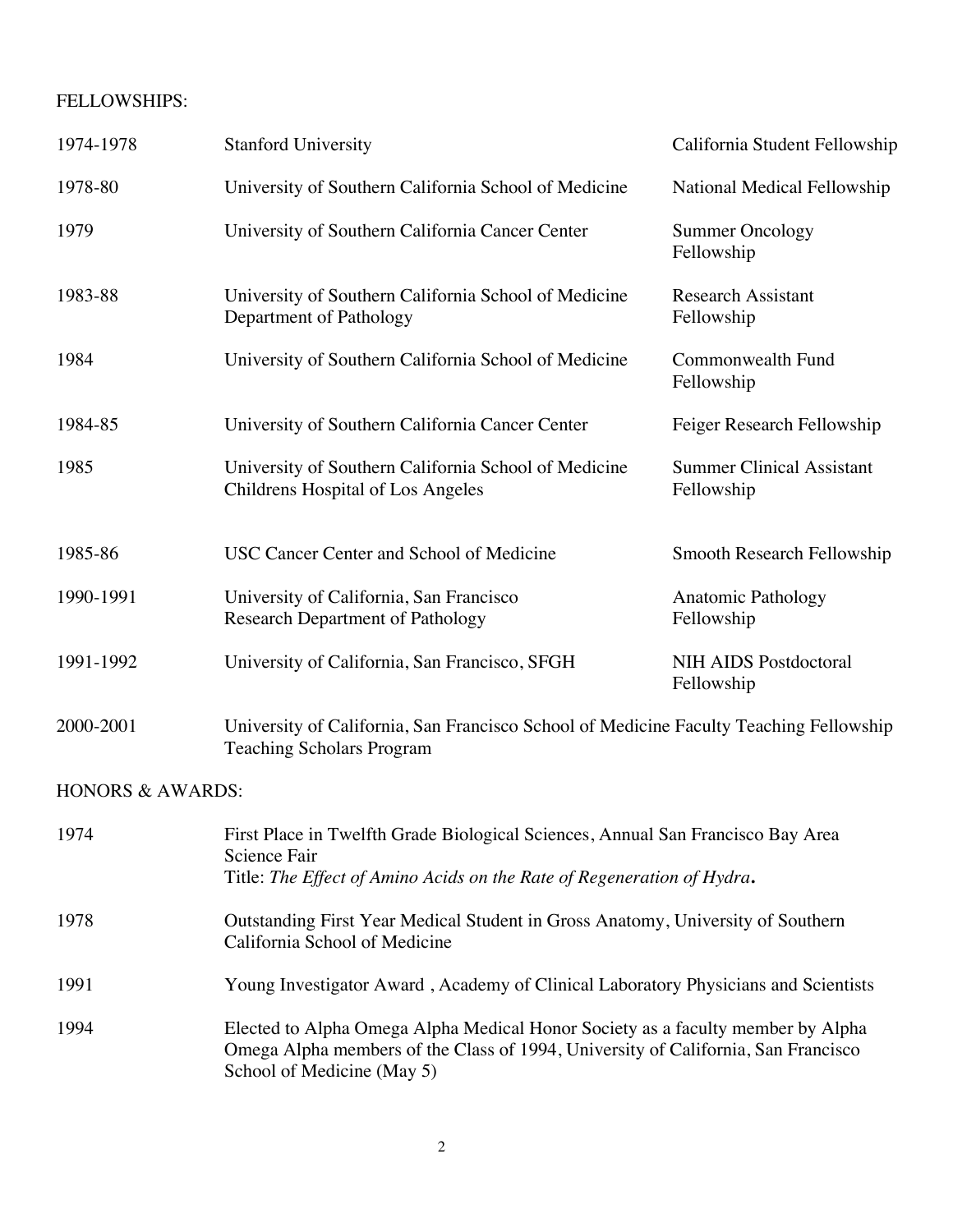## FELLOWSHIPS:

| | | |
|---|---|---|
| 1974-1978 | Stanford University | California Student Fellowship |
| 1978-80 | University of Southern California School of Medicine | National Medical Fellowship |
| 1979 | University of Southern California Cancer Center | Summer Oncology Fellowship |
| 1983-88 | University of Southern California School of Medicine Department of Pathology | Research Assistant Fellowship |
| 1984 | University of Southern California School of Medicine | Commonwealth Fund Fellowship |
| 1984-85 | University of Southern California Cancer Center | Feiger Research Fellowship |
| 1985 | University of Southern California School of Medicine Childrens Hospital of Los Angeles | Summer Clinical Assistant Fellowship |
| 1985-86 | USC Cancer Center and School of Medicine | Smooth Research Fellowship |
| 1990-1991 | University of California, San Francisco Research Department of Pathology | Anatomic Pathology Fellowship |
| 1991-1992 | University of California, San Francisco, SFGH | NIH AIDS Postdoctoral Fellowship |
| 2000-2001 | University of California, San Francisco School of Medicine Faculty Teaching Fellowship Teaching Scholars Program | |

## HONORS & AWARDS:

| | |
|---|---|
| 1974 | First Place in Twelfth Grade Biological Sciences, Annual San Francisco Bay Area Science Fair<br>Title: *The Effect of Amino Acids on the Rate of Regeneration of Hydra***.** |
| 1978 | Outstanding First Year Medical Student in Gross Anatomy, University of Southern California School of Medicine |
| 1991 | Young Investigator Award , Academy of Clinical Laboratory Physicians and Scientists |
| 1994 | Elected to Alpha Omega Alpha Medical Honor Society as a faculty member by Alpha Omega Alpha members of the Class of 1994, University of California, San Francisco School of Medicine (May 5) |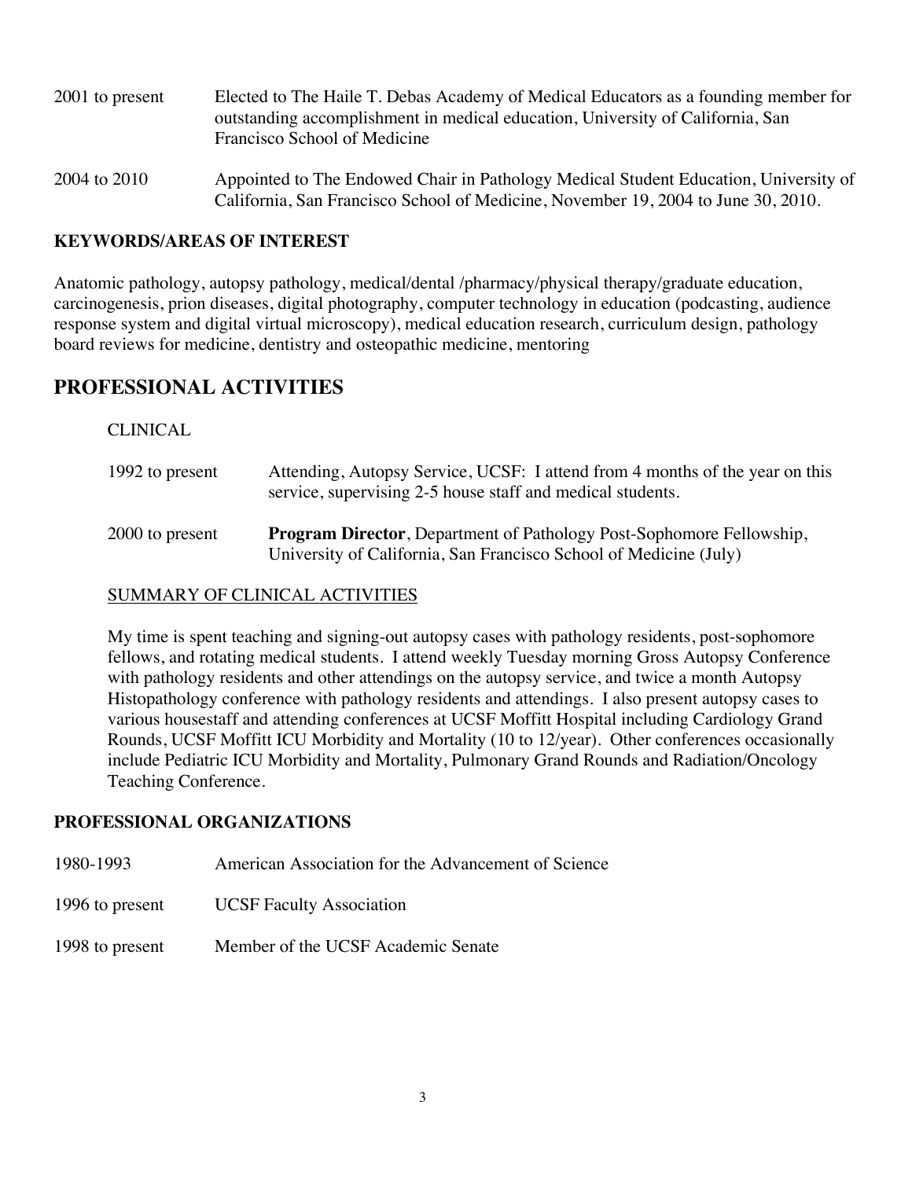| | |
|---|---|
| 2001 to present | Elected to The Haile T. Debas Academy of Medical Educators as a founding member for outstanding accomplishment in medical education, University of California, San Francisco School of Medicine |
| 2004 to 2010 | Appointed to The Endowed Chair in Pathology Medical Student Education, University of California, San Francisco School of Medicine, November 19, 2004 to June 30, 2010. |

### KEYWORDS/AREAS OF INTEREST

Anatomic pathology, autopsy pathology, medical/dental /pharmacy/physical therapy/graduate education, carcinogenesis, prion diseases, digital photography, computer technology in education (podcasting, audience response system and digital virtual microscopy), medical education research, curriculum design, pathology board reviews for medicine, dentistry and osteopathic medicine, mentoring

## PROFESSIONAL ACTIVITIES

CLINICAL

| | |
|---|---|
| 1992 to present | Attending, Autopsy Service, UCSF: I attend from 4 months of the year on this service, supervising 2-5 house staff and medical students. |
| 2000 to present | **Program Director**, Department of Pathology Post-Sophomore Fellowship, University of California, San Francisco School of Medicine (July) |

SUMMARY OF CLINICAL ACTIVITIES

My time is spent teaching and signing-out autopsy cases with pathology residents, post-sophomore fellows, and rotating medical students. I attend weekly Tuesday morning Gross Autopsy Conference with pathology residents and other attendings on the autopsy service, and twice a month Autopsy Histopathology conference with pathology residents and attendings. I also present autopsy cases to various housestaff and attending conferences at UCSF Moffitt Hospital including Cardiology Grand Rounds, UCSF Moffitt ICU Morbidity and Mortality (10 to 12/year). Other conferences occasionally include Pediatric ICU Morbidity and Mortality, Pulmonary Grand Rounds and Radiation/Oncology Teaching Conference.

### PROFESSIONAL ORGANIZATIONS

| | |
|---|---|
| 1980-1993 | American Association for the Advancement of Science |
| 1996 to present | UCSF Faculty Association |
| 1998 to present | Member of the UCSF Academic Senate |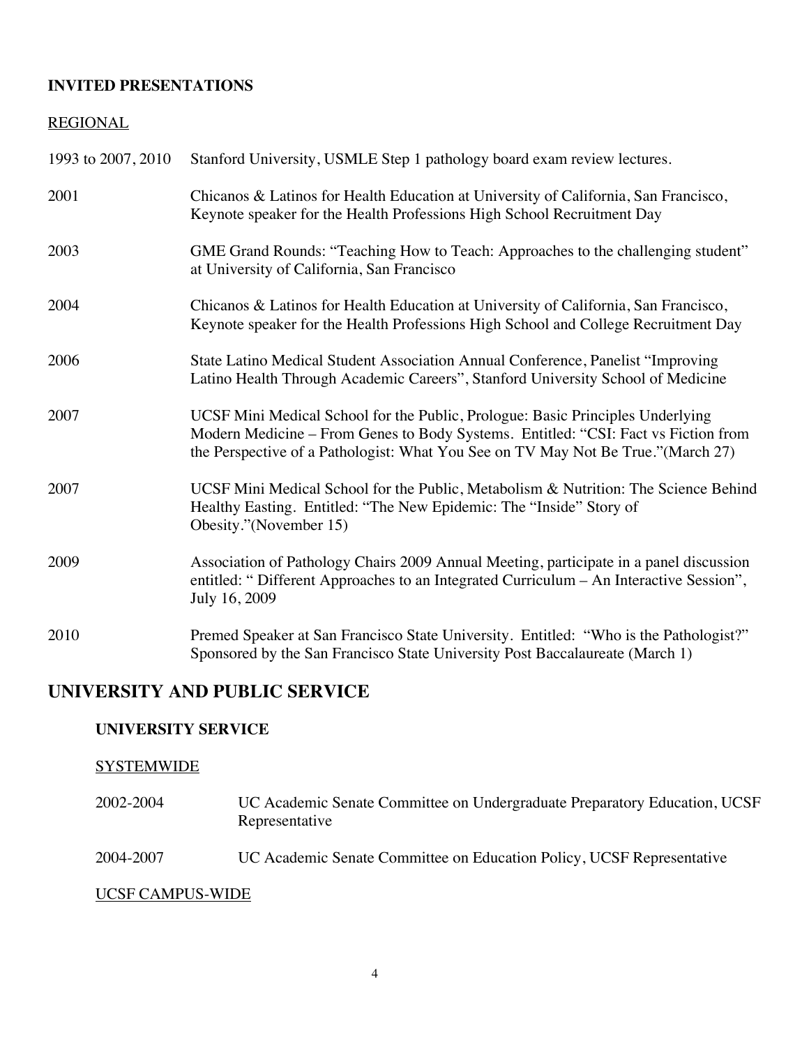**INVITED PRESENTATIONS**

REGIONAL

| | |
|---|---|
| 1993 to 2007, 2010 | Stanford University, USMLE Step 1 pathology board exam review lectures. |
| 2001 | Chicanos & Latinos for Health Education at University of California, San Francisco, Keynote speaker for the Health Professions High School Recruitment Day |
| 2003 | GME Grand Rounds: "Teaching How to Teach: Approaches to the challenging student" at University of California, San Francisco |
| 2004 | Chicanos & Latinos for Health Education at University of California, San Francisco, Keynote speaker for the Health Professions High School and College Recruitment Day |
| 2006 | State Latino Medical Student Association Annual Conference, Panelist "Improving Latino Health Through Academic Careers", Stanford University School of Medicine |
| 2007 | UCSF Mini Medical School for the Public, Prologue: Basic Principles Underlying Modern Medicine – From Genes to Body Systems. Entitled: "CSI: Fact vs Fiction from the Perspective of a Pathologist: What You See on TV May Not Be True."(March 27) |
| 2007 | UCSF Mini Medical School for the Public, Metabolism & Nutrition: The Science Behind Healthy Easting. Entitled: "The New Epidemic: The "Inside" Story of Obesity."(November 15) |
| 2009 | Association of Pathology Chairs 2009 Annual Meeting, participate in a panel discussion entitled: " Different Approaches to an Integrated Curriculum – An Interactive Session", July 16, 2009 |
| 2010 | Premed Speaker at San Francisco State University. Entitled: "Who is the Pathologist?" Sponsored by the San Francisco State University Post Baccalaureate (March 1) |

## UNIVERSITY AND PUBLIC SERVICE

### UNIVERSITY SERVICE

SYSTEMWIDE

| | |
|---|---|
| 2002-2004 | UC Academic Senate Committee on Undergraduate Preparatory Education, UCSF Representative |
| 2004-2007 | UC Academic Senate Committee on Education Policy, UCSF Representative |

UCSF CAMPUS-WIDE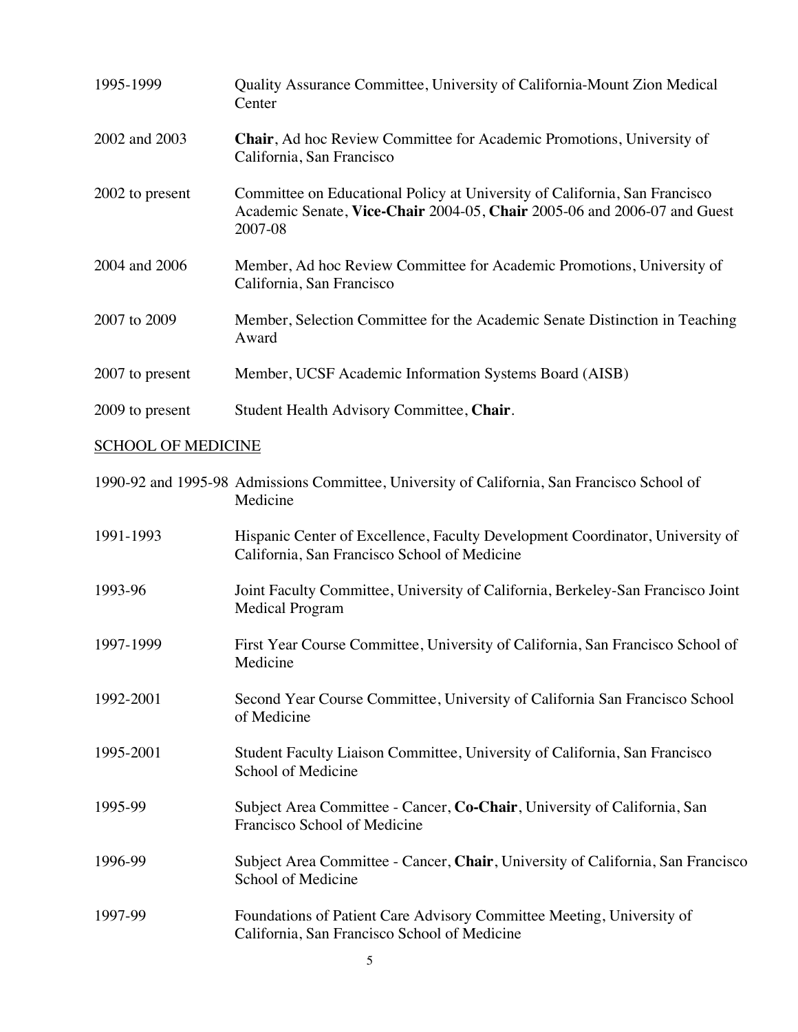| | |
|---|---|
| 1995-1999 | Quality Assurance Committee, University of California-Mount Zion Medical Center |
| 2002 and 2003 | **Chair**, Ad hoc Review Committee for Academic Promotions, University of California, San Francisco |
| 2002 to present | Committee on Educational Policy at University of California, San Francisco Academic Senate, **Vice-Chair** 2004-05, **Chair** 2005-06 and 2006-07 and Guest 2007-08 |
| 2004 and 2006 | Member, Ad hoc Review Committee for Academic Promotions, University of California, San Francisco |
| 2007 to 2009 | Member, Selection Committee for the Academic Senate Distinction in Teaching Award |
| 2007 to present | Member, UCSF Academic Information Systems Board (AISB) |
| 2009 to present | Student Health Advisory Committee, **Chair**. |

## SCHOOL OF MEDICINE

| | |
|---|---|
| 1990-92 and 1995-98 | Admissions Committee, University of California, San Francisco School of Medicine |
| 1991-1993 | Hispanic Center of Excellence, Faculty Development Coordinator, University of California, San Francisco School of Medicine |
| 1993-96 | Joint Faculty Committee, University of California, Berkeley-San Francisco Joint Medical Program |
| 1997-1999 | First Year Course Committee, University of California, San Francisco School of Medicine |
| 1992-2001 | Second Year Course Committee, University of California San Francisco School of Medicine |
| 1995-2001 | Student Faculty Liaison Committee, University of California, San Francisco School of Medicine |
| 1995-99 | Subject Area Committee - Cancer, **Co-Chair**, University of California, San Francisco School of Medicine |
| 1996-99 | Subject Area Committee - Cancer, **Chair**, University of California, San Francisco School of Medicine |
| 1997-99 | Foundations of Patient Care Advisory Committee Meeting, University of California, San Francisco School of Medicine |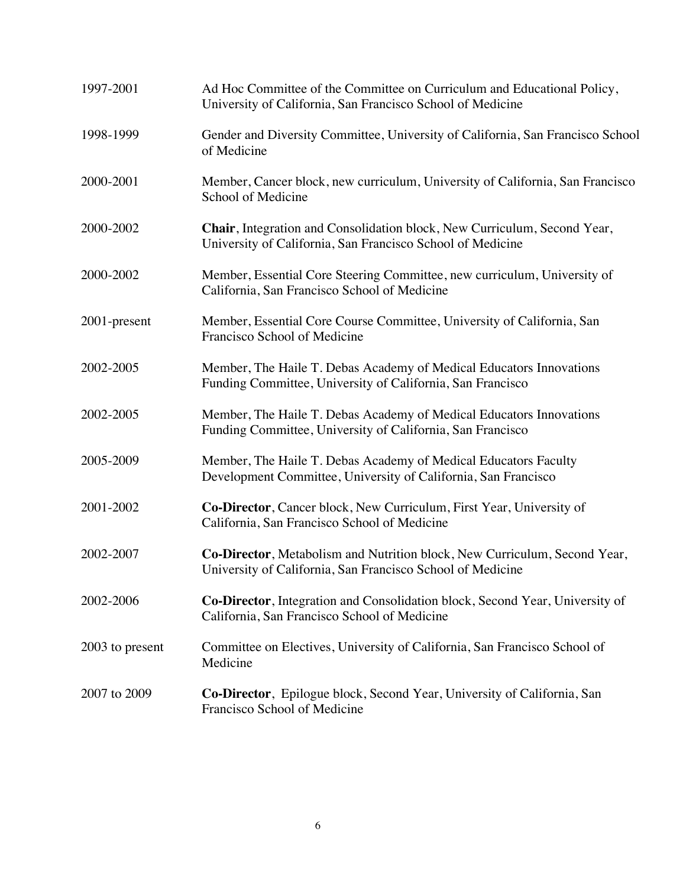| | |
|---|---|
| 1997-2001 | Ad Hoc Committee of the Committee on Curriculum and Educational Policy, University of California, San Francisco School of Medicine |
| 1998-1999 | Gender and Diversity Committee, University of California, San Francisco School of Medicine |
| 2000-2001 | Member, Cancer block, new curriculum, University of California, San Francisco School of Medicine |
| 2000-2002 | **Chair**, Integration and Consolidation block, New Curriculum, Second Year, University of California, San Francisco School of Medicine |
| 2000-2002 | Member, Essential Core Steering Committee, new curriculum, University of California, San Francisco School of Medicine |
| 2001-present | Member, Essential Core Course Committee, University of California, San Francisco School of Medicine |
| 2002-2005 | Member, The Haile T. Debas Academy of Medical Educators Innovations Funding Committee, University of California, San Francisco |
| 2002-2005 | Member, The Haile T. Debas Academy of Medical Educators Innovations Funding Committee, University of California, San Francisco |
| 2005-2009 | Member, The Haile T. Debas Academy of Medical Educators Faculty Development Committee, University of California, San Francisco |
| 2001-2002 | **Co-Director**, Cancer block, New Curriculum, First Year, University of California, San Francisco School of Medicine |
| 2002-2007 | **Co-Director**, Metabolism and Nutrition block, New Curriculum, Second Year, University of California, San Francisco School of Medicine |
| 2002-2006 | **Co-Director**, Integration and Consolidation block, Second Year, University of California, San Francisco School of Medicine |
| 2003 to present | Committee on Electives, University of California, San Francisco School of Medicine |
| 2007 to 2009 | **Co-Director**, Epilogue block, Second Year, University of California, San Francisco School of Medicine |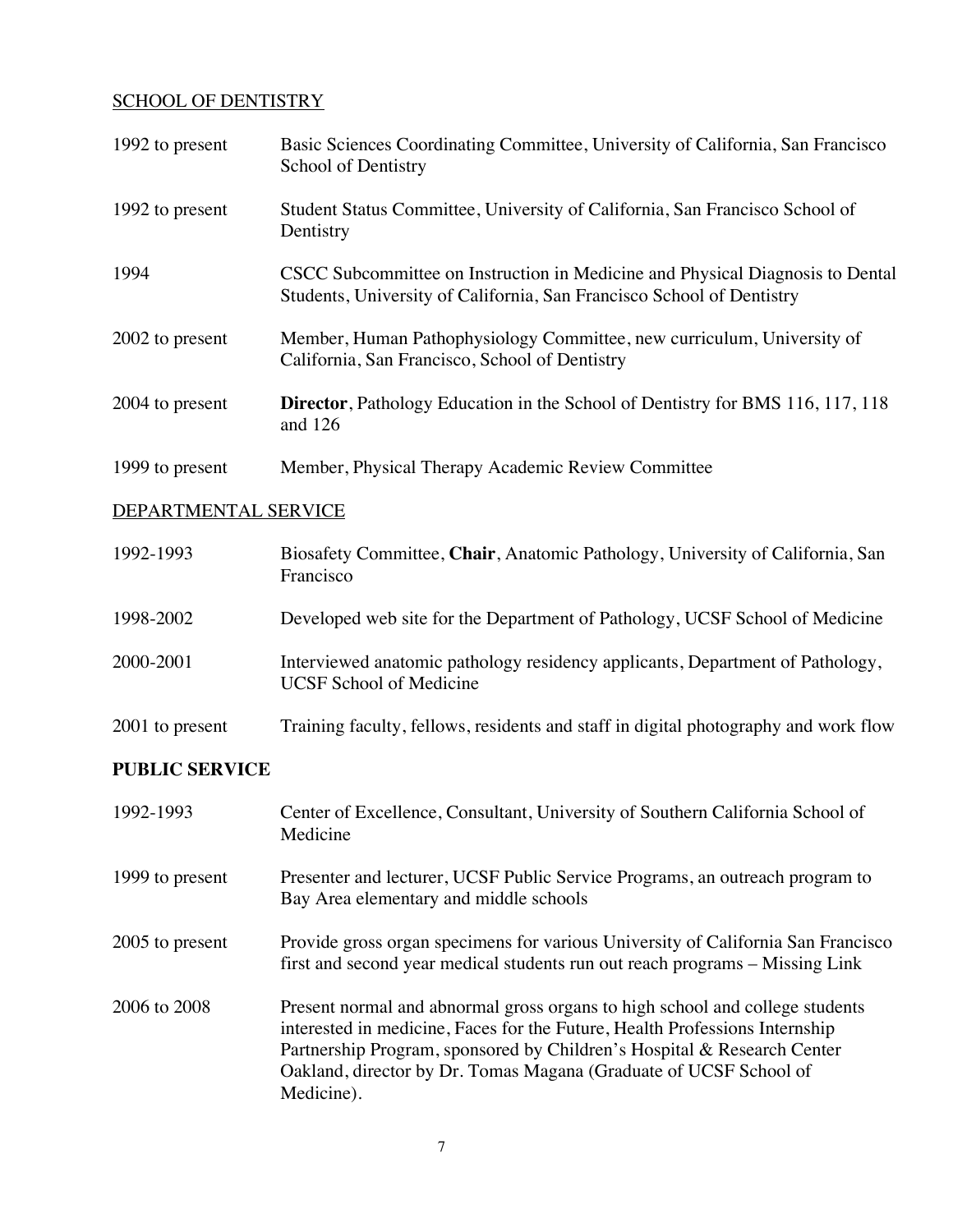SCHOOL OF DENTISTRY

| | |
|---|---|
| 1992 to present | Basic Sciences Coordinating Committee, University of California, San Francisco School of Dentistry |
| 1992 to present | Student Status Committee, University of California, San Francisco School of Dentistry |
| 1994 | CSCC Subcommittee on Instruction in Medicine and Physical Diagnosis to Dental Students, University of California, San Francisco School of Dentistry |
| 2002 to present | Member, Human Pathophysiology Committee, new curriculum, University of California, San Francisco, School of Dentistry |
| 2004 to present | **Director**, Pathology Education in the School of Dentistry for BMS 116, 117, 118 and 126 |
| 1999 to present | Member, Physical Therapy Academic Review Committee |

DEPARTMENTAL SERVICE

| | |
|---|---|
| 1992-1993 | Biosafety Committee, **Chair**, Anatomic Pathology, University of California, San Francisco |
| 1998-2002 | Developed web site for the Department of Pathology, UCSF School of Medicine |
| 2000-2001 | Interviewed anatomic pathology residency applicants, Department of Pathology, UCSF School of Medicine |
| 2001 to present | Training faculty, fellows, residents and staff in digital photography and work flow |

**PUBLIC SERVICE**

| | |
|---|---|
| 1992-1993 | Center of Excellence, Consultant, University of Southern California School of Medicine |
| 1999 to present | Presenter and lecturer, UCSF Public Service Programs, an outreach program to Bay Area elementary and middle schools |
| 2005 to present | Provide gross organ specimens for various University of California San Francisco first and second year medical students run out reach programs – Missing Link |
| 2006 to 2008 | Present normal and abnormal gross organs to high school and college students interested in medicine, Faces for the Future, Health Professions Internship Partnership Program, sponsored by Children's Hospital & Research Center Oakland, director by Dr. Tomas Magana (Graduate of UCSF School of Medicine). |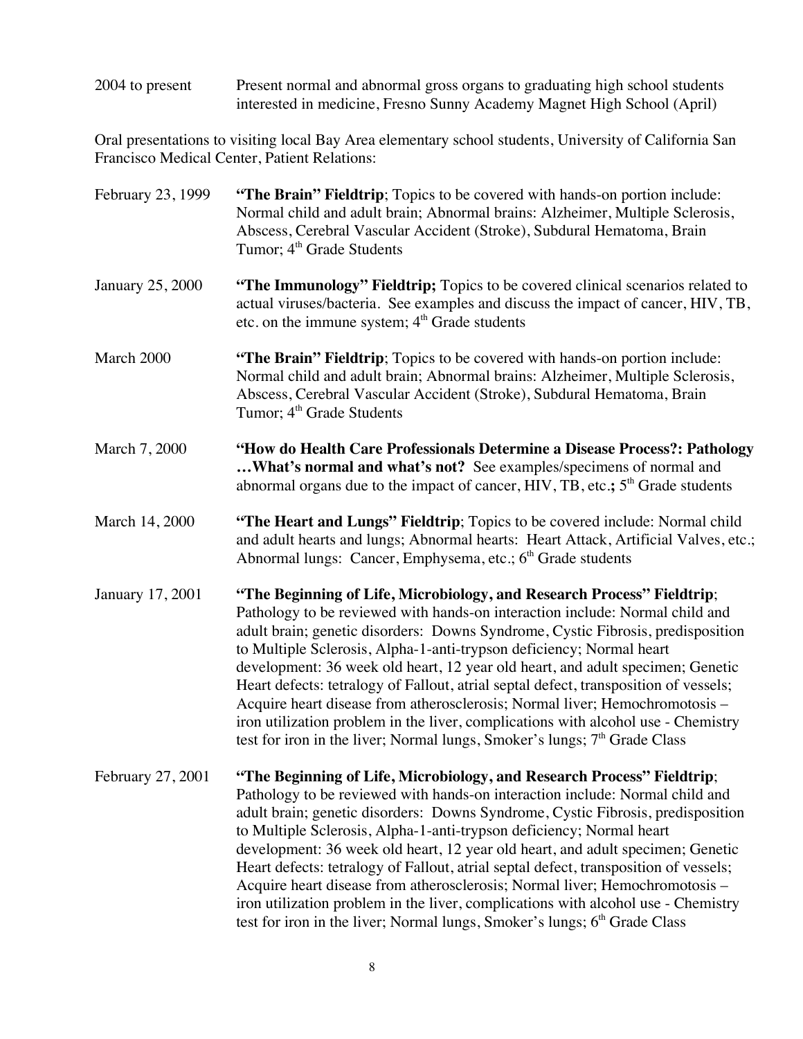2004 to present — Present normal and abnormal gross organs to graduating high school students interested in medicine, Fresno Sunny Academy Magnet High School (April)

Oral presentations to visiting local Bay Area elementary school students, University of California San Francisco Medical Center, Patient Relations:

February 23, 1999 — **"The Brain" Fieldtrip**; Topics to be covered with hands-on portion include: Normal child and adult brain; Abnormal brains: Alzheimer, Multiple Sclerosis, Abscess, Cerebral Vascular Accident (Stroke), Subdural Hematoma, Brain Tumor; 4th Grade Students

January 25, 2000 — **"The Immunology" Fieldtrip;** Topics to be covered clinical scenarios related to actual viruses/bacteria. See examples and discuss the impact of cancer, HIV, TB, etc. on the immune system; 4th Grade students

March 2000 — **"The Brain" Fieldtrip**; Topics to be covered with hands-on portion include: Normal child and adult brain; Abnormal brains: Alzheimer, Multiple Sclerosis, Abscess, Cerebral Vascular Accident (Stroke), Subdural Hematoma, Brain Tumor; 4th Grade Students

March 7, 2000 — **"How do Health Care Professionals Determine a Disease Process?: Pathology …What's normal and what's not?** See examples/specimens of normal and abnormal organs due to the impact of cancer, HIV, TB, etc.**;** 5th Grade students

March 14, 2000 — **"The Heart and Lungs" Fieldtrip**; Topics to be covered include: Normal child and adult hearts and lungs; Abnormal hearts: Heart Attack, Artificial Valves, etc.; Abnormal lungs: Cancer, Emphysema, etc.; 6th Grade students

January 17, 2001 — **"The Beginning of Life, Microbiology, and Research Process" Fieldtrip**; Pathology to be reviewed with hands-on interaction include: Normal child and adult brain; genetic disorders: Downs Syndrome, Cystic Fibrosis, predisposition to Multiple Sclerosis, Alpha-1-anti-trypson deficiency; Normal heart development: 36 week old heart, 12 year old heart, and adult specimen; Genetic Heart defects: tetralogy of Fallout, atrial septal defect, transposition of vessels; Acquire heart disease from atherosclerosis; Normal liver; Hemochromotosis – iron utilization problem in the liver, complications with alcohol use - Chemistry test for iron in the liver; Normal lungs, Smoker's lungs; 7th Grade Class

February 27, 2001 — **"The Beginning of Life, Microbiology, and Research Process" Fieldtrip**; Pathology to be reviewed with hands-on interaction include: Normal child and adult brain; genetic disorders: Downs Syndrome, Cystic Fibrosis, predisposition to Multiple Sclerosis, Alpha-1-anti-trypson deficiency; Normal heart development: 36 week old heart, 12 year old heart, and adult specimen; Genetic Heart defects: tetralogy of Fallout, atrial septal defect, transposition of vessels; Acquire heart disease from atherosclerosis; Normal liver; Hemochromotosis – iron utilization problem in the liver, complications with alcohol use - Chemistry test for iron in the liver; Normal lungs, Smoker's lungs; 6th Grade Class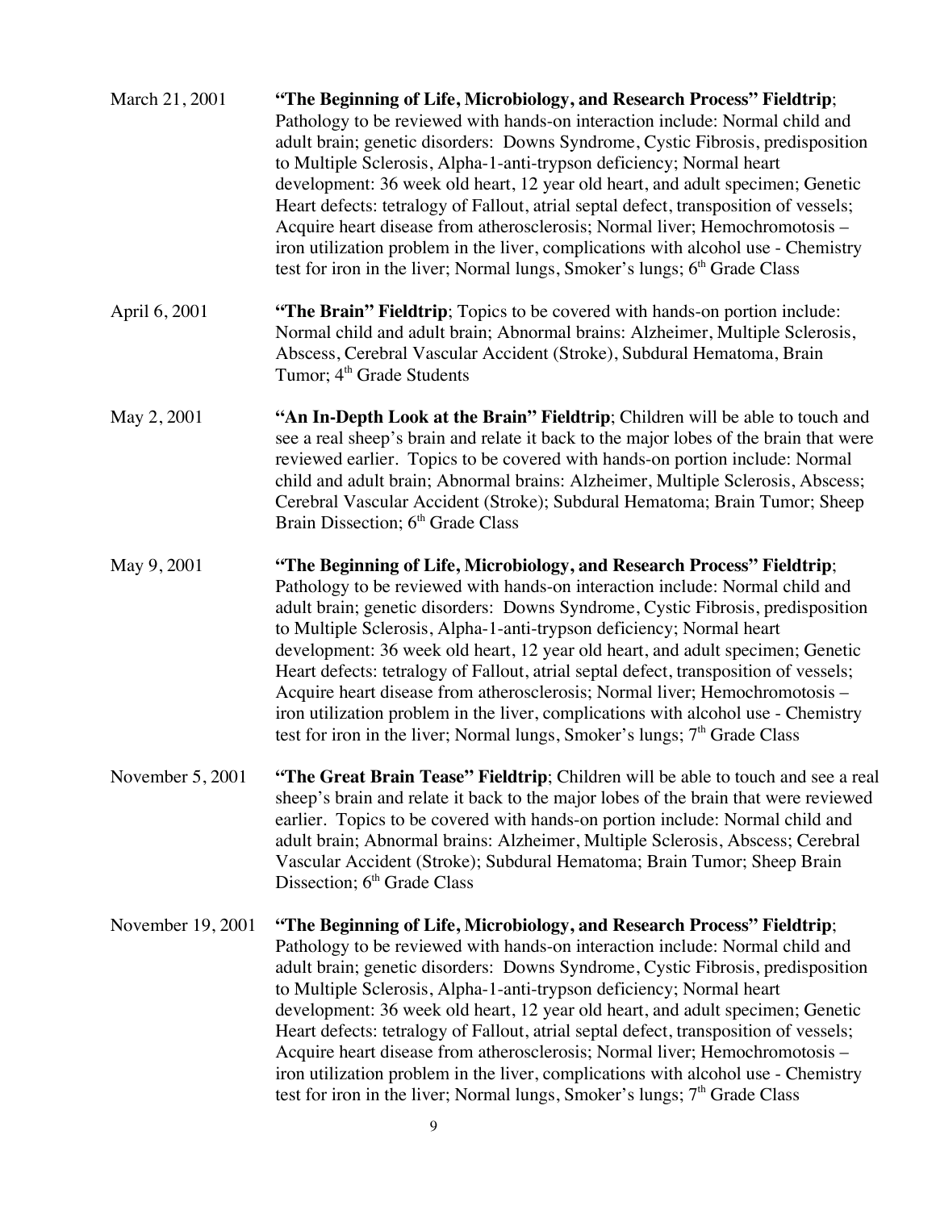March 21, 2001 **"The Beginning of Life, Microbiology, and Research Process" Fieldtrip**; Pathology to be reviewed with hands-on interaction include: Normal child and adult brain; genetic disorders: Downs Syndrome, Cystic Fibrosis, predisposition to Multiple Sclerosis, Alpha-1-anti-trypson deficiency; Normal heart development: 36 week old heart, 12 year old heart, and adult specimen; Genetic Heart defects: tetralogy of Fallout, atrial septal defect, transposition of vessels; Acquire heart disease from atherosclerosis; Normal liver; Hemochromotosis – iron utilization problem in the liver, complications with alcohol use - Chemistry test for iron in the liver; Normal lungs, Smoker's lungs; 6th Grade Class

April 6, 2001 **"The Brain" Fieldtrip**; Topics to be covered with hands-on portion include: Normal child and adult brain; Abnormal brains: Alzheimer, Multiple Sclerosis, Abscess, Cerebral Vascular Accident (Stroke), Subdural Hematoma, Brain Tumor; 4th Grade Students

May 2, 2001 **"An In-Depth Look at the Brain" Fieldtrip**; Children will be able to touch and see a real sheep's brain and relate it back to the major lobes of the brain that were reviewed earlier. Topics to be covered with hands-on portion include: Normal child and adult brain; Abnormal brains: Alzheimer, Multiple Sclerosis, Abscess; Cerebral Vascular Accident (Stroke); Subdural Hematoma; Brain Tumor; Sheep Brain Dissection; 6th Grade Class

May 9, 2001 **"The Beginning of Life, Microbiology, and Research Process" Fieldtrip**; Pathology to be reviewed with hands-on interaction include: Normal child and adult brain; genetic disorders: Downs Syndrome, Cystic Fibrosis, predisposition to Multiple Sclerosis, Alpha-1-anti-trypson deficiency; Normal heart development: 36 week old heart, 12 year old heart, and adult specimen; Genetic Heart defects: tetralogy of Fallout, atrial septal defect, transposition of vessels; Acquire heart disease from atherosclerosis; Normal liver; Hemochromotosis – iron utilization problem in the liver, complications with alcohol use - Chemistry test for iron in the liver; Normal lungs, Smoker's lungs; 7th Grade Class

November 5, 2001 **"The Great Brain Tease" Fieldtrip**; Children will be able to touch and see a real sheep's brain and relate it back to the major lobes of the brain that were reviewed earlier. Topics to be covered with hands-on portion include: Normal child and adult brain; Abnormal brains: Alzheimer, Multiple Sclerosis, Abscess; Cerebral Vascular Accident (Stroke); Subdural Hematoma; Brain Tumor; Sheep Brain Dissection; 6th Grade Class

November 19, 2001 **"The Beginning of Life, Microbiology, and Research Process" Fieldtrip**; Pathology to be reviewed with hands-on interaction include: Normal child and adult brain; genetic disorders: Downs Syndrome, Cystic Fibrosis, predisposition to Multiple Sclerosis, Alpha-1-anti-trypson deficiency; Normal heart development: 36 week old heart, 12 year old heart, and adult specimen; Genetic Heart defects: tetralogy of Fallout, atrial septal defect, transposition of vessels; Acquire heart disease from atherosclerosis; Normal liver; Hemochromotosis – iron utilization problem in the liver, complications with alcohol use - Chemistry test for iron in the liver; Normal lungs, Smoker's lungs; 7th Grade Class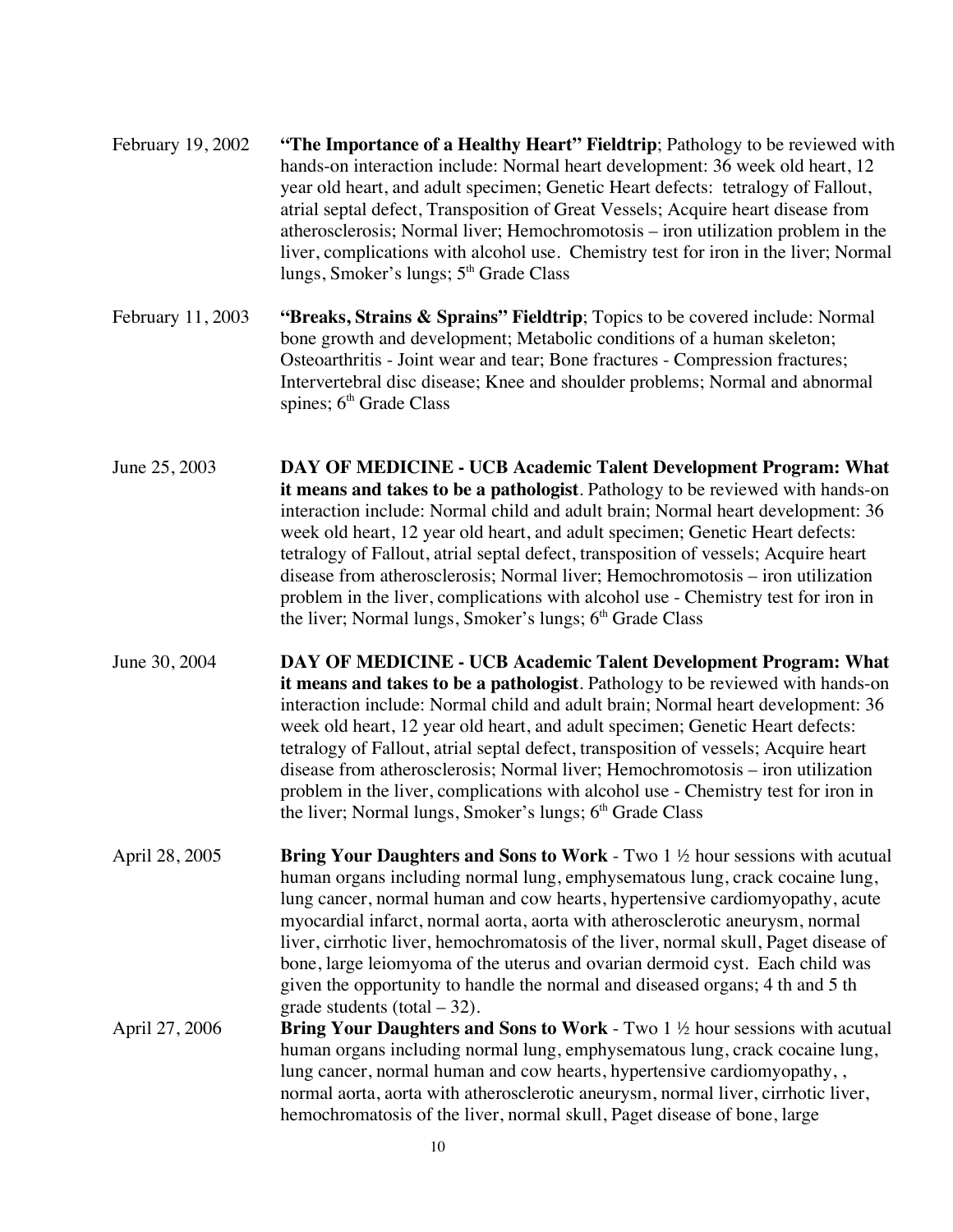February 19, 2002 **"The Importance of a Healthy Heart" Fieldtrip**; Pathology to be reviewed with hands-on interaction include: Normal heart development: 36 week old heart, 12 year old heart, and adult specimen; Genetic Heart defects: tetralogy of Fallout, atrial septal defect, Transposition of Great Vessels; Acquire heart disease from atherosclerosis; Normal liver; Hemochromotosis – iron utilization problem in the liver, complications with alcohol use. Chemistry test for iron in the liver; Normal lungs, Smoker's lungs; 5th Grade Class

February 11, 2003 **"Breaks, Strains & Sprains" Fieldtrip**; Topics to be covered include: Normal bone growth and development; Metabolic conditions of a human skeleton; Osteoarthritis - Joint wear and tear; Bone fractures - Compression fractures; Intervertebral disc disease; Knee and shoulder problems; Normal and abnormal spines; 6th Grade Class

June 25, 2003 **DAY OF MEDICINE - UCB Academic Talent Development Program: What it means and takes to be a pathologist**. Pathology to be reviewed with hands-on interaction include: Normal child and adult brain; Normal heart development: 36 week old heart, 12 year old heart, and adult specimen; Genetic Heart defects: tetralogy of Fallout, atrial septal defect, transposition of vessels; Acquire heart disease from atherosclerosis; Normal liver; Hemochromotosis – iron utilization problem in the liver, complications with alcohol use - Chemistry test for iron in the liver; Normal lungs, Smoker's lungs; 6th Grade Class

June 30, 2004 **DAY OF MEDICINE - UCB Academic Talent Development Program: What it means and takes to be a pathologist**. Pathology to be reviewed with hands-on interaction include: Normal child and adult brain; Normal heart development: 36 week old heart, 12 year old heart, and adult specimen; Genetic Heart defects: tetralogy of Fallout, atrial septal defect, transposition of vessels; Acquire heart disease from atherosclerosis; Normal liver; Hemochromotosis – iron utilization problem in the liver, complications with alcohol use - Chemistry test for iron in the liver; Normal lungs, Smoker's lungs; 6th Grade Class

April 28, 2005 **Bring Your Daughters and Sons to Work** - Two 1 ½ hour sessions with acutual human organs including normal lung, emphysematous lung, crack cocaine lung, lung cancer, normal human and cow hearts, hypertensive cardiomyopathy, acute myocardial infarct, normal aorta, aorta with atherosclerotic aneurysm, normal liver, cirrhotic liver, hemochromatosis of the liver, normal skull, Paget disease of bone, large leiomyoma of the uterus and ovarian dermoid cyst. Each child was given the opportunity to handle the normal and diseased organs; 4 th and 5 th grade students (total – 32).

April 27, 2006 **Bring Your Daughters and Sons to Work** - Two 1 ½ hour sessions with acutual human organs including normal lung, emphysematous lung, crack cocaine lung, lung cancer, normal human and cow hearts, hypertensive cardiomyopathy, , normal aorta, aorta with atherosclerotic aneurysm, normal liver, cirrhotic liver, hemochromatosis of the liver, normal skull, Paget disease of bone, large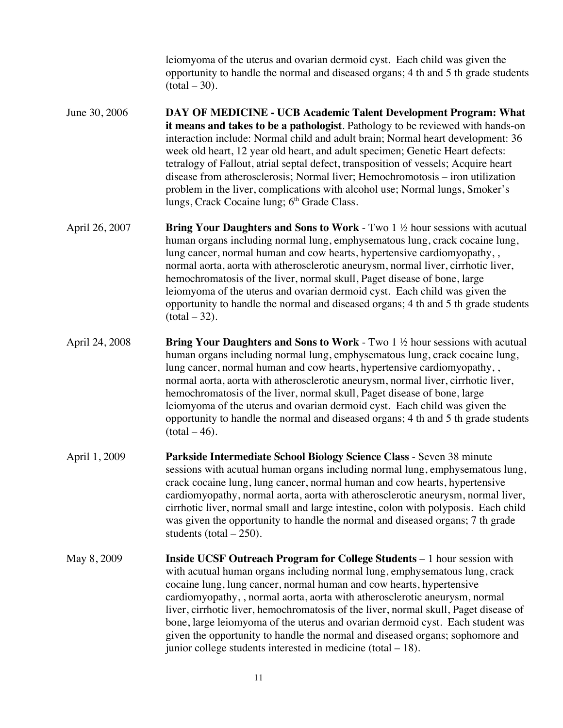leiomyoma of the uterus and ovarian dermoid cyst. Each child was given the opportunity to handle the normal and diseased organs; 4 th and 5 th grade students (total – 30).

June 30, 2006 **DAY OF MEDICINE - UCB Academic Talent Development Program: What it means and takes to be a pathologist**. Pathology to be reviewed with hands-on interaction include: Normal child and adult brain; Normal heart development: 36 week old heart, 12 year old heart, and adult specimen; Genetic Heart defects: tetralogy of Fallout, atrial septal defect, transposition of vessels; Acquire heart disease from atherosclerosis; Normal liver; Hemochromotosis – iron utilization problem in the liver, complications with alcohol use; Normal lungs, Smoker's lungs, Crack Cocaine lung; 6th Grade Class.

April 26, 2007 **Bring Your Daughters and Sons to Work** - Two 1 ½ hour sessions with acutual human organs including normal lung, emphysematous lung, crack cocaine lung, lung cancer, normal human and cow hearts, hypertensive cardiomyopathy, , normal aorta, aorta with atherosclerotic aneurysm, normal liver, cirrhotic liver, hemochromatosis of the liver, normal skull, Paget disease of bone, large leiomyoma of the uterus and ovarian dermoid cyst. Each child was given the opportunity to handle the normal and diseased organs; 4 th and 5 th grade students (total – 32).

April 24, 2008 **Bring Your Daughters and Sons to Work** - Two 1 ½ hour sessions with acutual human organs including normal lung, emphysematous lung, crack cocaine lung, lung cancer, normal human and cow hearts, hypertensive cardiomyopathy, , normal aorta, aorta with atherosclerotic aneurysm, normal liver, cirrhotic liver, hemochromatosis of the liver, normal skull, Paget disease of bone, large leiomyoma of the uterus and ovarian dermoid cyst. Each child was given the opportunity to handle the normal and diseased organs; 4 th and 5 th grade students (total – 46).

April 1, 2009 **Parkside Intermediate School Biology Science Class** - Seven 38 minute sessions with acutual human organs including normal lung, emphysematous lung, crack cocaine lung, lung cancer, normal human and cow hearts, hypertensive cardiomyopathy, normal aorta, aorta with atherosclerotic aneurysm, normal liver, cirrhotic liver, normal small and large intestine, colon with polyposis. Each child was given the opportunity to handle the normal and diseased organs; 7 th grade students (total – 250).

May 8, 2009 **Inside UCSF Outreach Program for College Students** – 1 hour session with with acutual human organs including normal lung, emphysematous lung, crack cocaine lung, lung cancer, normal human and cow hearts, hypertensive cardiomyopathy, , normal aorta, aorta with atherosclerotic aneurysm, normal liver, cirrhotic liver, hemochromatosis of the liver, normal skull, Paget disease of bone, large leiomyoma of the uterus and ovarian dermoid cyst. Each student was given the opportunity to handle the normal and diseased organs; sophomore and junior college students interested in medicine (total – 18).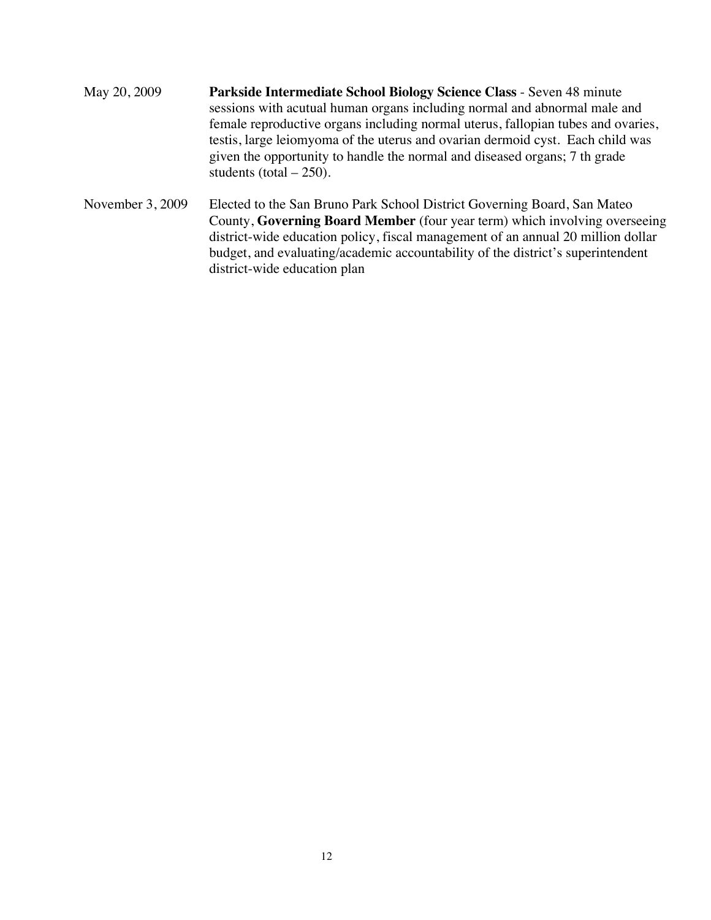May 20, 2009 **Parkside Intermediate School Biology Science Class** - Seven 48 minute sessions with acutual human organs including normal and abnormal male and female reproductive organs including normal uterus, fallopian tubes and ovaries, testis, large leiomyoma of the uterus and ovarian dermoid cyst. Each child was given the opportunity to handle the normal and diseased organs; 7 th grade students (total – 250).

November 3, 2009 Elected to the San Bruno Park School District Governing Board, San Mateo County, **Governing Board Member** (four year term) which involving overseeing district-wide education policy, fiscal management of an annual 20 million dollar budget, and evaluating/academic accountability of the district's superintendent district-wide education plan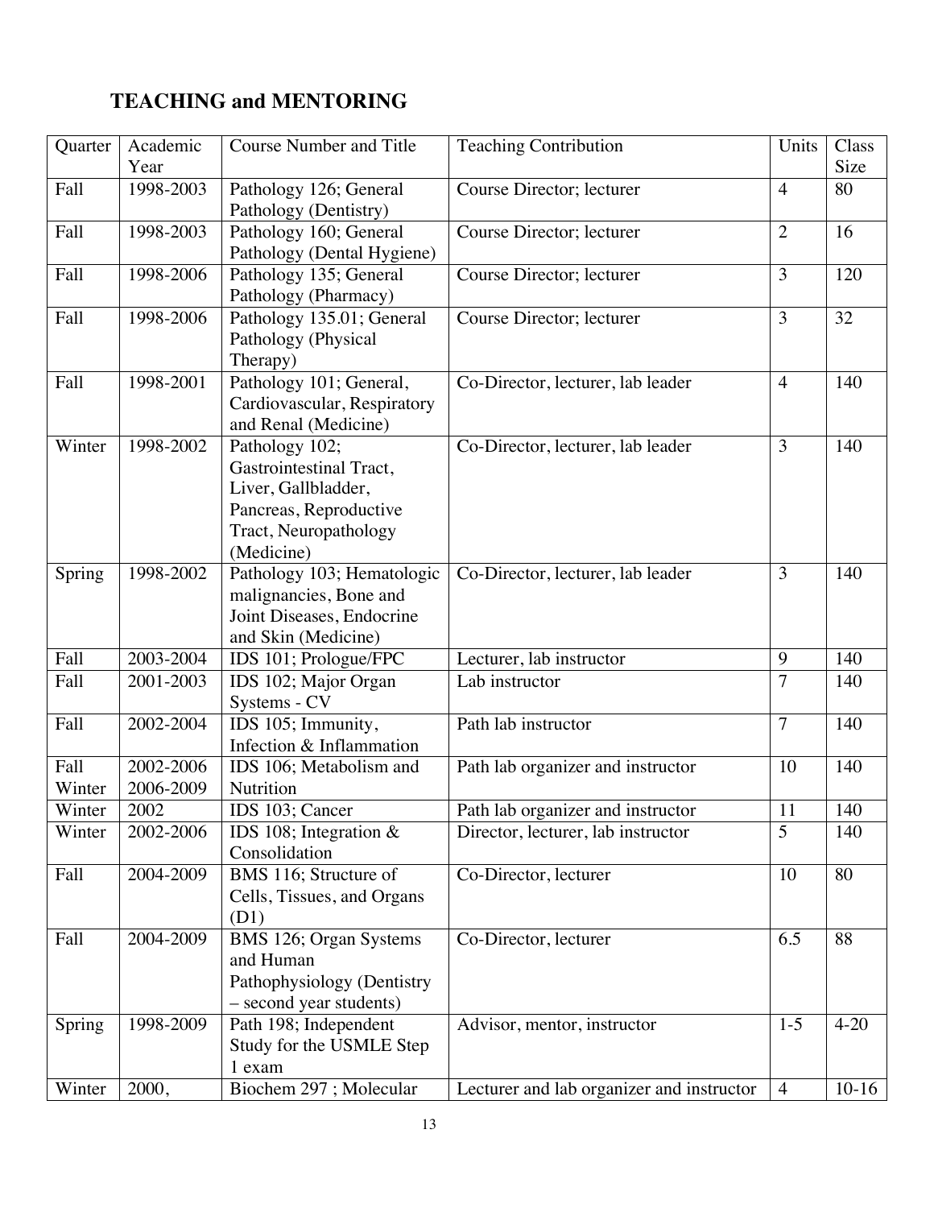## TEACHING and MENTORING

| Quarter | Academic Year | Course Number and Title | Teaching Contribution | Units | Class Size |
|---|---|---|---|---|---|
| Fall | 1998-2003 | Pathology 126; General Pathology (Dentistry) | Course Director; lecturer | 4 | 80 |
| Fall | 1998-2003 | Pathology 160; General Pathology (Dental Hygiene) | Course Director; lecturer | 2 | 16 |
| Fall | 1998-2006 | Pathology 135; General Pathology (Pharmacy) | Course Director; lecturer | 3 | 120 |
| Fall | 1998-2006 | Pathology 135.01; General Pathology (Physical Therapy) | Course Director; lecturer | 3 | 32 |
| Fall | 1998-2001 | Pathology 101; General, Cardiovascular, Respiratory and Renal (Medicine) | Co-Director, lecturer, lab leader | 4 | 140 |
| Winter | 1998-2002 | Pathology 102; Gastrointestinal Tract, Liver, Gallbladder, Pancreas, Reproductive Tract, Neuropathology (Medicine) | Co-Director, lecturer, lab leader | 3 | 140 |
| Spring | 1998-2002 | Pathology 103; Hematologic malignancies, Bone and Joint Diseases, Endocrine and Skin (Medicine) | Co-Director, lecturer, lab leader | 3 | 140 |
| Fall | 2003-2004 | IDS 101; Prologue/FPC | Lecturer, lab instructor | 9 | 140 |
| Fall | 2001-2003 | IDS 102; Major Organ Systems - CV | Lab instructor | 7 | 140 |
| Fall | 2002-2004 | IDS 105; Immunity, Infection & Inflammation | Path lab instructor | 7 | 140 |
| Fall Winter | 2002-2006 2006-2009 | IDS 106; Metabolism and Nutrition | Path lab organizer and instructor | 10 | 140 |
| Winter | 2002 | IDS 103; Cancer | Path lab organizer and instructor | 11 | 140 |
| Winter | 2002-2006 | IDS 108; Integration & Consolidation | Director, lecturer, lab instructor | 5 | 140 |
| Fall | 2004-2009 | BMS 116; Structure of Cells, Tissues, and Organs (D1) | Co-Director, lecturer | 10 | 80 |
| Fall | 2004-2009 | BMS 126; Organ Systems and Human Pathophysiology (Dentistry – second year students) | Co-Director, lecturer | 6.5 | 88 |
| Spring | 1998-2009 | Path 198; Independent Study for the USMLE Step 1 exam | Advisor, mentor, instructor | 1-5 | 4-20 |
| Winter | 2000, | Biochem 297 ; Molecular | Lecturer and lab organizer and instructor | 4 | 10-16 |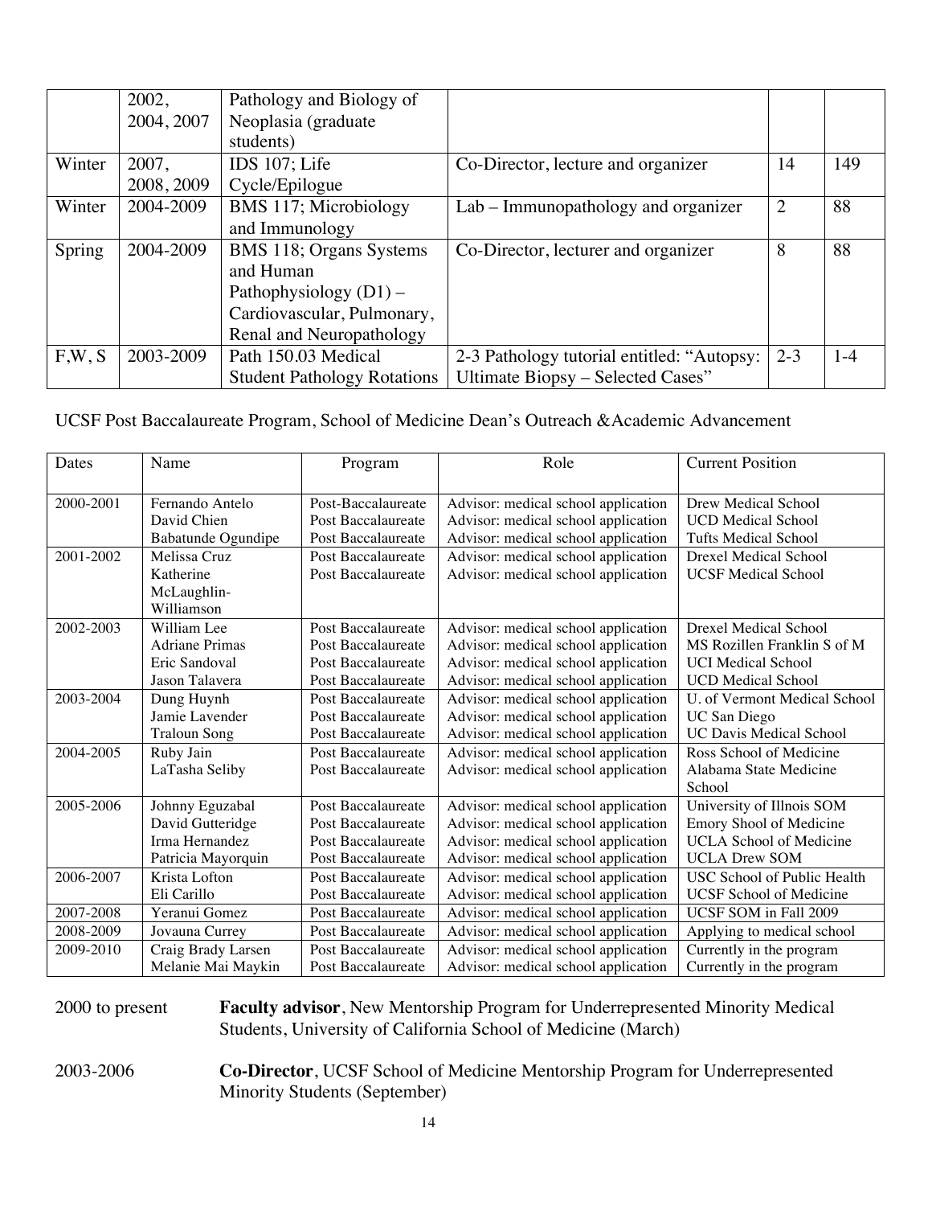| | | | | | |
|---|---|---|---|---|---|
| | 2002, 2004, 2007 | Pathology and Biology of Neoplasia (graduate students) | | | |
| Winter | 2007, 2008, 2009 | IDS 107; Life Cycle/Epilogue | Co-Director, lecture and organizer | 14 | 149 |
| Winter | 2004-2009 | BMS 117; Microbiology and Immunology | Lab – Immunopathology and organizer | 2 | 88 |
| Spring | 2004-2009 | BMS 118; Organs Systems and Human Pathophysiology (D1) – Cardiovascular, Pulmonary, Renal and Neuropathology | Co-Director, lecturer and organizer | 8 | 88 |
| F,W, S | 2003-2009 | Path 150.03 Medical Student Pathology Rotations | 2-3 Pathology tutorial entitled: "Autopsy: Ultimate Biopsy – Selected Cases" | 2-3 | 1-4 |

UCSF Post Baccalaureate Program, School of Medicine Dean's Outreach &Academic Advancement

| Dates | Name | Program | Role | Current Position |
|---|---|---|---|---|
| 2000-2001 | Fernando Antelo<br>David Chien<br>Babatunde Ogundipe | Post-Baccalaureate<br>Post Baccalaureate<br>Post Baccalaureate | Advisor: medical school application<br>Advisor: medical school application<br>Advisor: medical school application | Drew Medical School<br>UCD Medical School<br>Tufts Medical School |
| 2001-2002 | Melissa Cruz<br>Katherine McLaughlin-Williamson | Post Baccalaureate<br>Post Baccalaureate | Advisor: medical school application<br>Advisor: medical school application | Drexel Medical School<br>UCSF Medical School |
| 2002-2003 | William Lee<br>Adriane Primas<br>Eric Sandoval<br>Jason Talavera | Post Baccalaureate<br>Post Baccalaureate<br>Post Baccalaureate<br>Post Baccalaureate | Advisor: medical school application<br>Advisor: medical school application<br>Advisor: medical school application<br>Advisor: medical school application | Drexel Medical School<br>MS Rozillen Franklin S of M<br>UCI Medical School<br>UCD Medical School |
| 2003-2004 | Dung Huynh<br>Jamie Lavender<br>Traloun Song | Post Baccalaureate<br>Post Baccalaureate<br>Post Baccalaureate | Advisor: medical school application<br>Advisor: medical school application<br>Advisor: medical school application | U. of Vermont Medical School<br>UC San Diego<br>UC Davis Medical School |
| 2004-2005 | Ruby Jain<br>LaTasha Seliby | Post Baccalaureate<br>Post Baccalaureate | Advisor: medical school application<br>Advisor: medical school application | Ross School of Medicine<br>Alabama State Medicine School |
| 2005-2006 | Johnny Eguzabal<br>David Gutteridge<br>Irma Hernandez<br>Patricia Mayorquin | Post Baccalaureate<br>Post Baccalaureate<br>Post Baccalaureate<br>Post Baccalaureate | Advisor: medical school application<br>Advisor: medical school application<br>Advisor: medical school application<br>Advisor: medical school application | University of Illnois SOM<br>Emory Shool of Medicine<br>UCLA School of Medicine<br>UCLA Drew SOM |
| 2006-2007 | Krista Lofton<br>Eli Carillo | Post Baccalaureate<br>Post Baccalaureate | Advisor: medical school application<br>Advisor: medical school application | USC School of Public Health<br>UCSF School of Medicine |
| 2007-2008 | Yeranui Gomez | Post Baccalaureate | Advisor: medical school application | UCSF SOM in Fall 2009 |
| 2008-2009 | Jovauna Currey | Post Baccalaureate | Advisor: medical school application | Applying to medical school |
| 2009-2010 | Craig Brady Larsen<br>Melanie Mai Maykin | Post Baccalaureate<br>Post Baccalaureate | Advisor: medical school application<br>Advisor: medical school application | Currently in the program<br>Currently in the program |

2000 to present — **Faculty advisor**, New Mentorship Program for Underrepresented Minority Medical Students, University of California School of Medicine (March)

2003-2006 — **Co-Director**, UCSF School of Medicine Mentorship Program for Underrepresented Minority Students (September)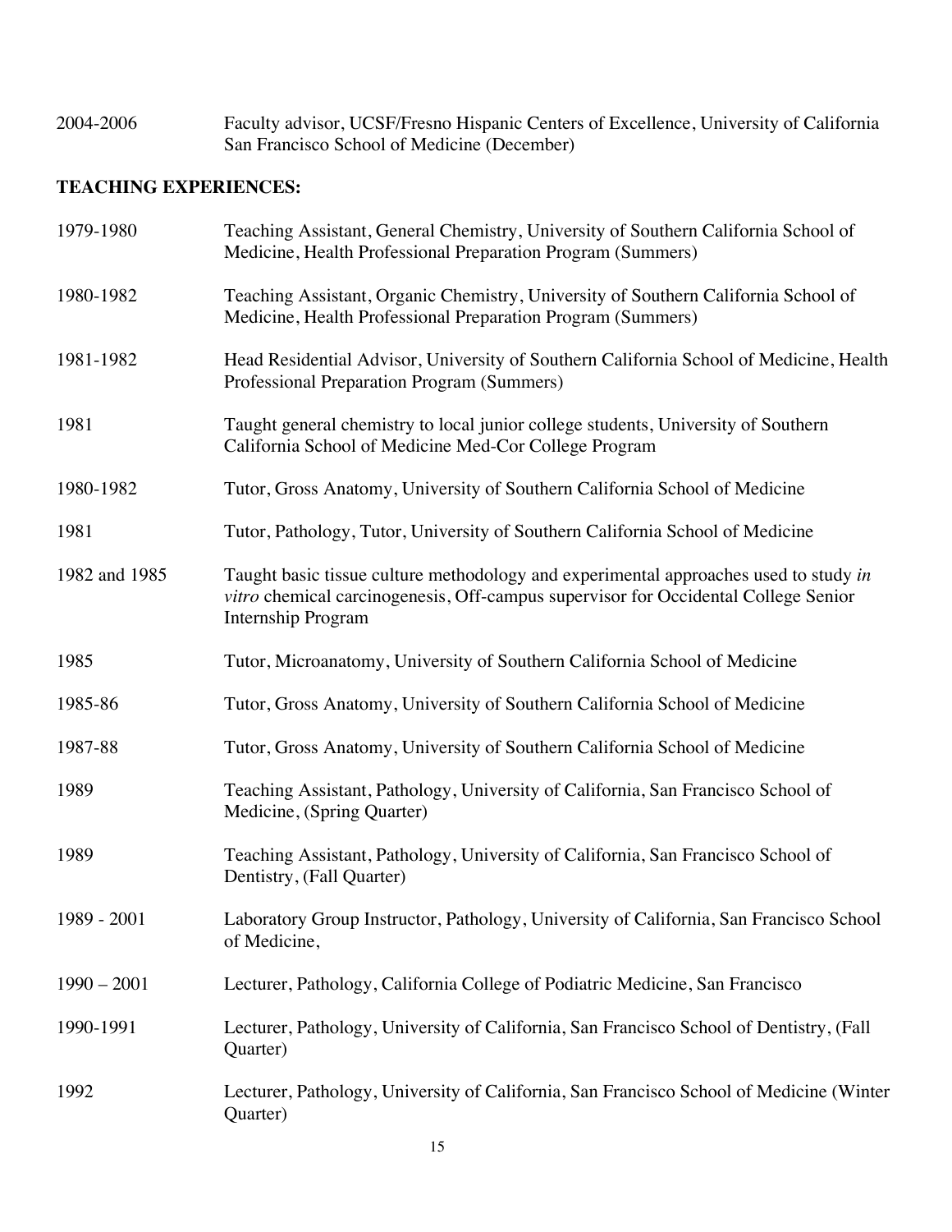2004-2006 Faculty advisor, UCSF/Fresno Hispanic Centers of Excellence, University of California San Francisco School of Medicine (December)

**TEACHING EXPERIENCES:**

1979-1980 Teaching Assistant, General Chemistry, University of Southern California School of Medicine, Health Professional Preparation Program (Summers)

1980-1982 Teaching Assistant, Organic Chemistry, University of Southern California School of Medicine, Health Professional Preparation Program (Summers)

1981-1982 Head Residential Advisor, University of Southern California School of Medicine, Health Professional Preparation Program (Summers)

1981 Taught general chemistry to local junior college students, University of Southern California School of Medicine Med-Cor College Program

1980-1982 Tutor, Gross Anatomy, University of Southern California School of Medicine

1981 Tutor, Pathology, Tutor, University of Southern California School of Medicine

1982 and 1985 Taught basic tissue culture methodology and experimental approaches used to study *in vitro* chemical carcinogenesis, Off-campus supervisor for Occidental College Senior Internship Program

1985 Tutor, Microanatomy, University of Southern California School of Medicine

1985-86 Tutor, Gross Anatomy, University of Southern California School of Medicine

1987-88 Tutor, Gross Anatomy, University of Southern California School of Medicine

1989 Teaching Assistant, Pathology, University of California, San Francisco School of Medicine, (Spring Quarter)

1989 Teaching Assistant, Pathology, University of California, San Francisco School of Dentistry, (Fall Quarter)

1989 - 2001 Laboratory Group Instructor, Pathology, University of California, San Francisco School of Medicine,

1990 – 2001 Lecturer, Pathology, California College of Podiatric Medicine, San Francisco

1990-1991 Lecturer, Pathology, University of California, San Francisco School of Dentistry, (Fall Quarter)

1992 Lecturer, Pathology, University of California, San Francisco School of Medicine (Winter Quarter)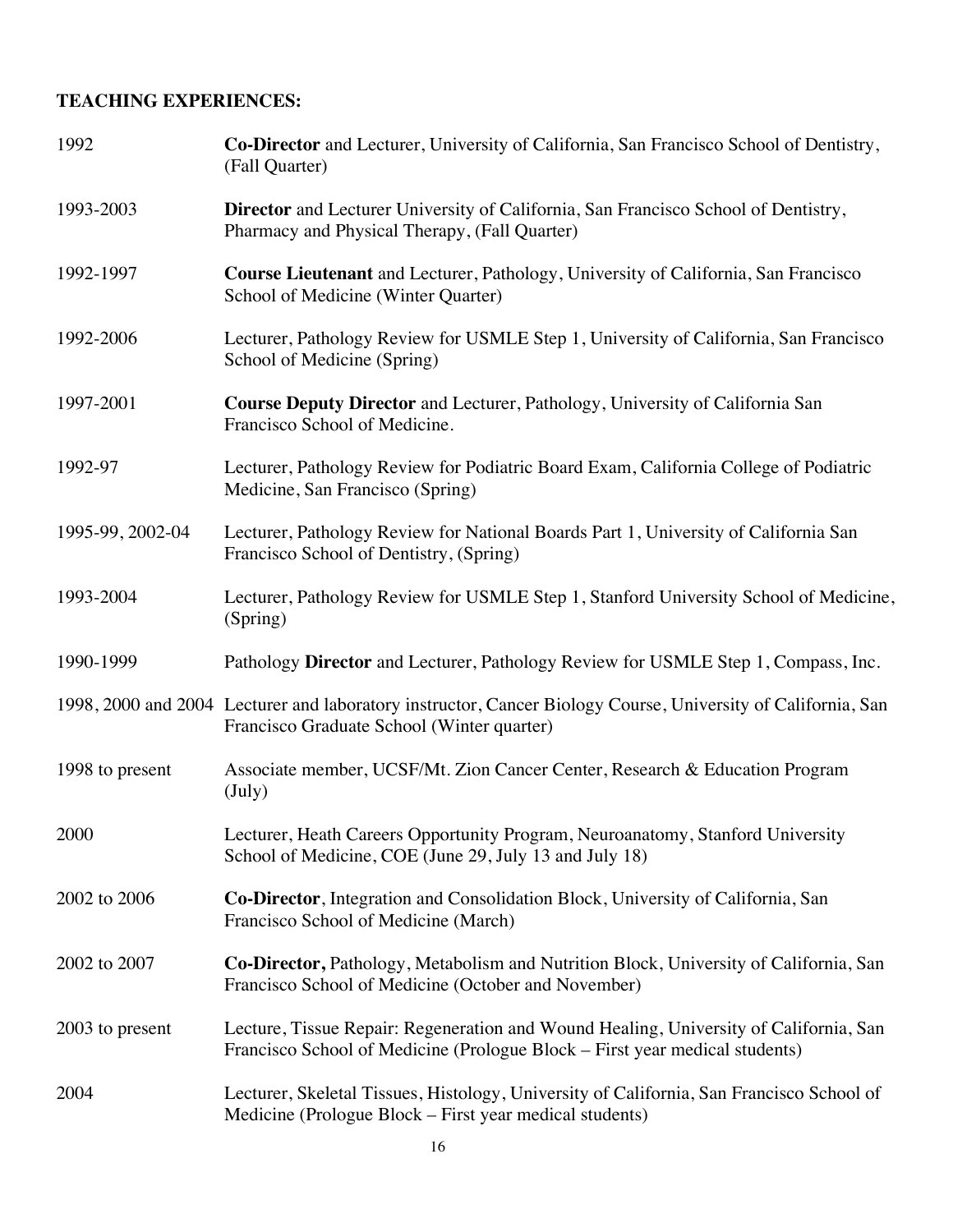**TEACHING EXPERIENCES:**

| | |
|---|---|
| 1992 | **Co-Director** and Lecturer, University of California, San Francisco School of Dentistry, (Fall Quarter) |
| 1993-2003 | **Director** and Lecturer University of California, San Francisco School of Dentistry, Pharmacy and Physical Therapy, (Fall Quarter) |
| 1992-1997 | **Course Lieutenant** and Lecturer, Pathology, University of California, San Francisco School of Medicine (Winter Quarter) |
| 1992-2006 | Lecturer, Pathology Review for USMLE Step 1, University of California, San Francisco School of Medicine (Spring) |
| 1997-2001 | **Course Deputy Director** and Lecturer, Pathology, University of California San Francisco School of Medicine. |
| 1992-97 | Lecturer, Pathology Review for Podiatric Board Exam, California College of Podiatric Medicine, San Francisco (Spring) |
| 1995-99, 2002-04 | Lecturer, Pathology Review for National Boards Part 1, University of California San Francisco School of Dentistry, (Spring) |
| 1993-2004 | Lecturer, Pathology Review for USMLE Step 1, Stanford University School of Medicine, (Spring) |
| 1990-1999 | Pathology **Director** and Lecturer, Pathology Review for USMLE Step 1, Compass, Inc. |
| 1998, 2000 and 2004 | Lecturer and laboratory instructor, Cancer Biology Course, University of California, San Francisco Graduate School (Winter quarter) |
| 1998 to present | Associate member, UCSF/Mt. Zion Cancer Center, Research & Education Program (July) |
| 2000 | Lecturer, Heath Careers Opportunity Program, Neuroanatomy, Stanford University School of Medicine, COE (June 29, July 13 and July 18) |
| 2002 to 2006 | **Co-Director**, Integration and Consolidation Block, University of California, San Francisco School of Medicine (March) |
| 2002 to 2007 | **Co-Director,** Pathology, Metabolism and Nutrition Block, University of California, San Francisco School of Medicine (October and November) |
| 2003 to present | Lecture, Tissue Repair: Regeneration and Wound Healing, University of California, San Francisco School of Medicine (Prologue Block – First year medical students) |
| 2004 | Lecturer, Skeletal Tissues, Histology, University of California, San Francisco School of Medicine (Prologue Block – First year medical students) |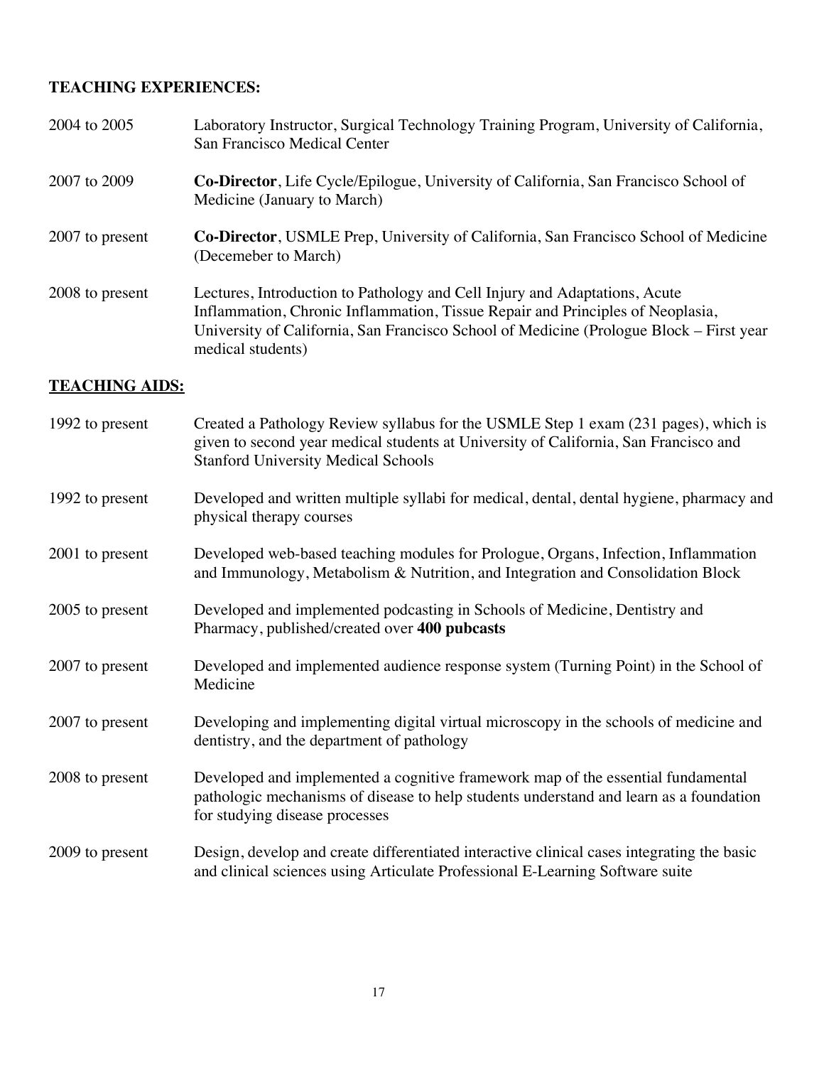**TEACHING EXPERIENCES:**

2004 to 2005 — Laboratory Instructor, Surgical Technology Training Program, University of California, San Francisco Medical Center

2007 to 2009 — **Co-Director**, Life Cycle/Epilogue, University of California, San Francisco School of Medicine (January to March)

2007 to present — **Co-Director**, USMLE Prep, University of California, San Francisco School of Medicine (Decemeber to March)

2008 to present — Lectures, Introduction to Pathology and Cell Injury and Adaptations, Acute Inflammation, Chronic Inflammation, Tissue Repair and Principles of Neoplasia, University of California, San Francisco School of Medicine (Prologue Block – First year medical students)

**TEACHING AIDS:**

1992 to present — Created a Pathology Review syllabus for the USMLE Step 1 exam (231 pages), which is given to second year medical students at University of California, San Francisco and Stanford University Medical Schools

1992 to present — Developed and written multiple syllabi for medical, dental, dental hygiene, pharmacy and physical therapy courses

2001 to present — Developed web-based teaching modules for Prologue, Organs, Infection, Inflammation and Immunology, Metabolism & Nutrition, and Integration and Consolidation Block

2005 to present — Developed and implemented podcasting in Schools of Medicine, Dentistry and Pharmacy, published/created over **400 pubcasts**

2007 to present — Developed and implemented audience response system (Turning Point) in the School of Medicine

2007 to present — Developing and implementing digital virtual microscopy in the schools of medicine and dentistry, and the department of pathology

2008 to present — Developed and implemented a cognitive framework map of the essential fundamental pathologic mechanisms of disease to help students understand and learn as a foundation for studying disease processes

2009 to present — Design, develop and create differentiated interactive clinical cases integrating the basic and clinical sciences using Articulate Professional E-Learning Software suite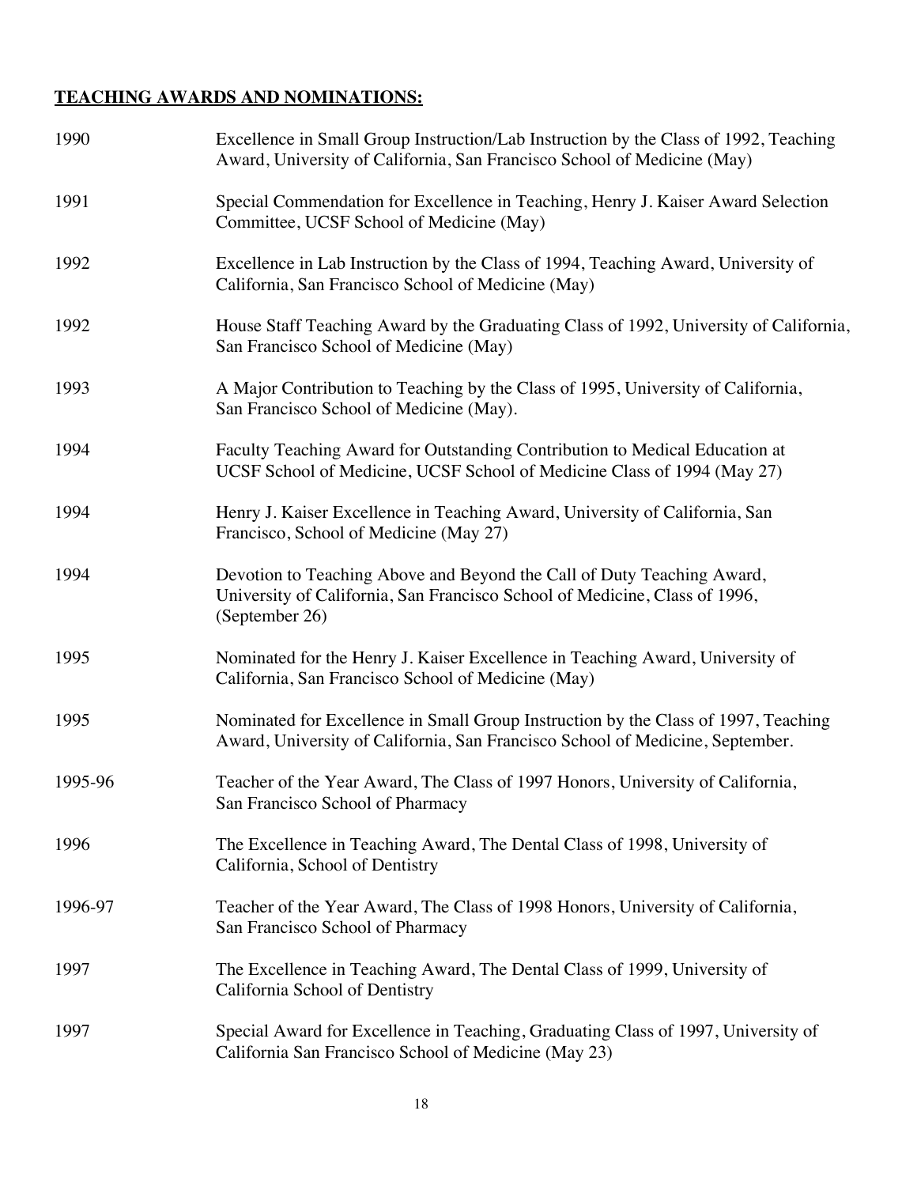**TEACHING AWARDS AND NOMINATIONS:**

| | |
|---|---|
| 1990 | Excellence in Small Group Instruction/Lab Instruction by the Class of 1992, Teaching Award, University of California, San Francisco School of Medicine (May) |
| 1991 | Special Commendation for Excellence in Teaching, Henry J. Kaiser Award Selection Committee, UCSF School of Medicine (May) |
| 1992 | Excellence in Lab Instruction by the Class of 1994, Teaching Award, University of California, San Francisco School of Medicine (May) |
| 1992 | House Staff Teaching Award by the Graduating Class of 1992, University of California, San Francisco School of Medicine (May) |
| 1993 | A Major Contribution to Teaching by the Class of 1995, University of California, San Francisco School of Medicine (May). |
| 1994 | Faculty Teaching Award for Outstanding Contribution to Medical Education at UCSF School of Medicine, UCSF School of Medicine Class of 1994 (May 27) |
| 1994 | Henry J. Kaiser Excellence in Teaching Award, University of California, San Francisco, School of Medicine (May 27) |
| 1994 | Devotion to Teaching Above and Beyond the Call of Duty Teaching Award, University of California, San Francisco School of Medicine, Class of 1996, (September 26) |
| 1995 | Nominated for the Henry J. Kaiser Excellence in Teaching Award, University of California, San Francisco School of Medicine (May) |
| 1995 | Nominated for Excellence in Small Group Instruction by the Class of 1997, Teaching Award, University of California, San Francisco School of Medicine, September. |
| 1995-96 | Teacher of the Year Award, The Class of 1997 Honors, University of California, San Francisco School of Pharmacy |
| 1996 | The Excellence in Teaching Award, The Dental Class of 1998, University of California, School of Dentistry |
| 1996-97 | Teacher of the Year Award, The Class of 1998 Honors, University of California, San Francisco School of Pharmacy |
| 1997 | The Excellence in Teaching Award, The Dental Class of 1999, University of California School of Dentistry |
| 1997 | Special Award for Excellence in Teaching, Graduating Class of 1997, University of California San Francisco School of Medicine (May 23) |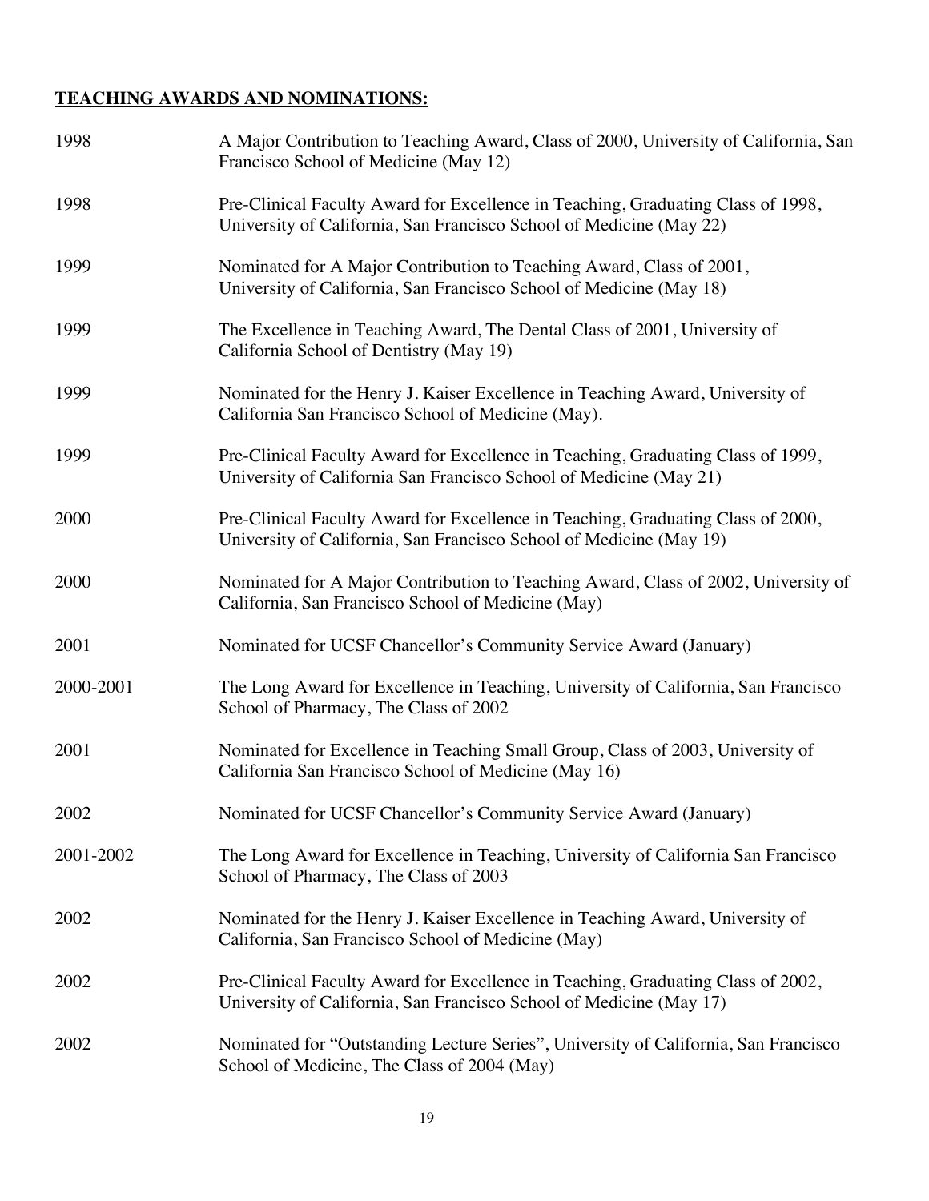**TEACHING AWARDS AND NOMINATIONS:**

| | |
|---|---|
| 1998 | A Major Contribution to Teaching Award, Class of 2000, University of California, San Francisco School of Medicine (May 12) |
| 1998 | Pre-Clinical Faculty Award for Excellence in Teaching, Graduating Class of 1998, University of California, San Francisco School of Medicine (May 22) |
| 1999 | Nominated for A Major Contribution to Teaching Award, Class of 2001, University of California, San Francisco School of Medicine (May 18) |
| 1999 | The Excellence in Teaching Award, The Dental Class of 2001, University of California School of Dentistry (May 19) |
| 1999 | Nominated for the Henry J. Kaiser Excellence in Teaching Award, University of California San Francisco School of Medicine (May). |
| 1999 | Pre-Clinical Faculty Award for Excellence in Teaching, Graduating Class of 1999, University of California San Francisco School of Medicine (May 21) |
| 2000 | Pre-Clinical Faculty Award for Excellence in Teaching, Graduating Class of 2000, University of California, San Francisco School of Medicine (May 19) |
| 2000 | Nominated for A Major Contribution to Teaching Award, Class of 2002, University of California, San Francisco School of Medicine (May) |
| 2001 | Nominated for UCSF Chancellor's Community Service Award (January) |
| 2000-2001 | The Long Award for Excellence in Teaching, University of California, San Francisco School of Pharmacy, The Class of 2002 |
| 2001 | Nominated for Excellence in Teaching Small Group, Class of 2003, University of California San Francisco School of Medicine (May 16) |
| 2002 | Nominated for UCSF Chancellor's Community Service Award (January) |
| 2001-2002 | The Long Award for Excellence in Teaching, University of California San Francisco School of Pharmacy, The Class of 2003 |
| 2002 | Nominated for the Henry J. Kaiser Excellence in Teaching Award, University of California, San Francisco School of Medicine (May) |
| 2002 | Pre-Clinical Faculty Award for Excellence in Teaching, Graduating Class of 2002, University of California, San Francisco School of Medicine (May 17) |
| 2002 | Nominated for "Outstanding Lecture Series", University of California, San Francisco School of Medicine, The Class of 2004 (May) |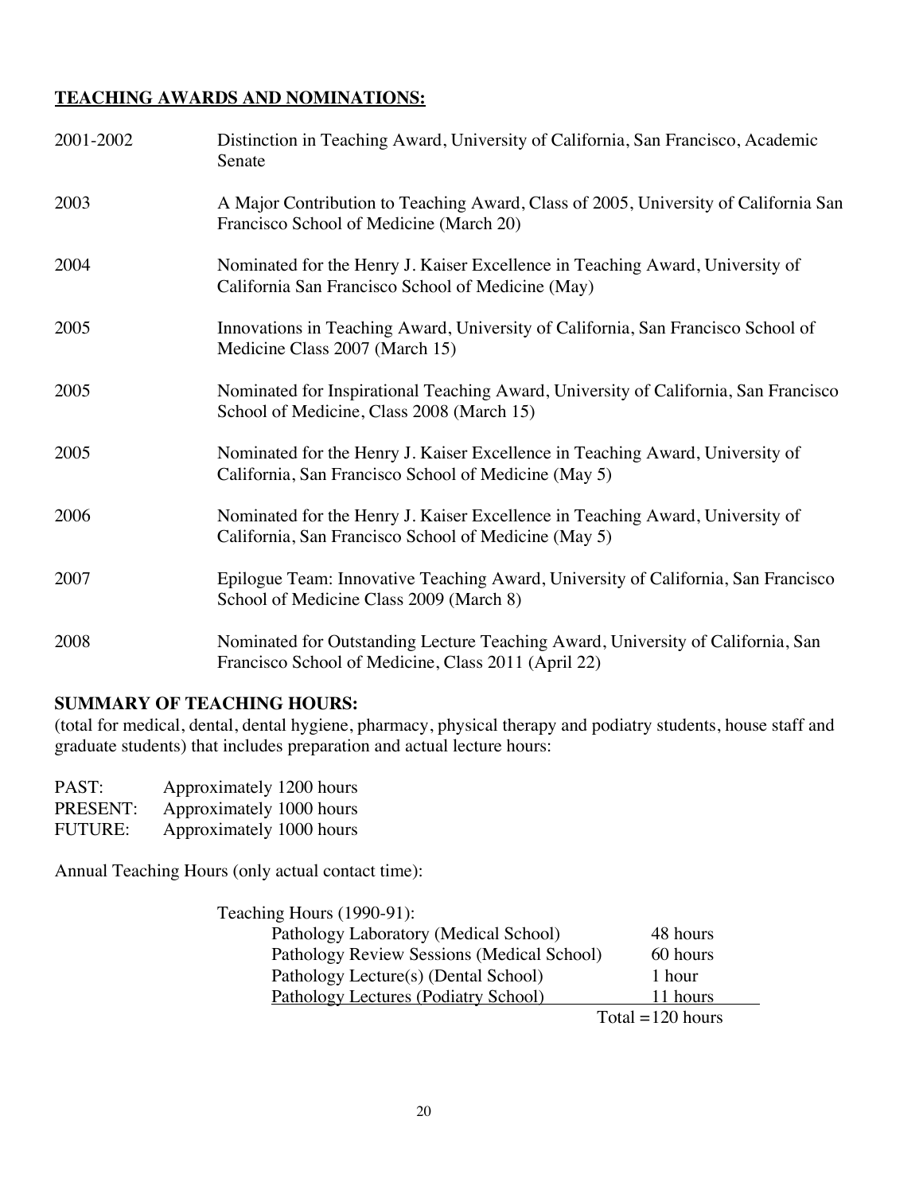## TEACHING AWARDS AND NOMINATIONS:

| | |
|---|---|
| 2001-2002 | Distinction in Teaching Award, University of California, San Francisco, Academic Senate |
| 2003 | A Major Contribution to Teaching Award, Class of 2005, University of California San Francisco School of Medicine (March 20) |
| 2004 | Nominated for the Henry J. Kaiser Excellence in Teaching Award, University of California San Francisco School of Medicine (May) |
| 2005 | Innovations in Teaching Award, University of California, San Francisco School of Medicine Class 2007 (March 15) |
| 2005 | Nominated for Inspirational Teaching Award, University of California, San Francisco School of Medicine, Class 2008 (March 15) |
| 2005 | Nominated for the Henry J. Kaiser Excellence in Teaching Award, University of California, San Francisco School of Medicine (May 5) |
| 2006 | Nominated for the Henry J. Kaiser Excellence in Teaching Award, University of California, San Francisco School of Medicine (May 5) |
| 2007 | Epilogue Team: Innovative Teaching Award, University of California, San Francisco School of Medicine Class 2009 (March 8) |
| 2008 | Nominated for Outstanding Lecture Teaching Award, University of California, San Francisco School of Medicine, Class 2011 (April 22) |

**SUMMARY OF TEACHING HOURS:**
(total for medical, dental, dental hygiene, pharmacy, physical therapy and podiatry students, house staff and graduate students) that includes preparation and actual lecture hours:

PAST: Approximately 1200 hours
PRESENT: Approximately 1000 hours
FUTURE: Approximately 1000 hours

Annual Teaching Hours (only actual contact time):

Teaching Hours (1990-91):

| | |
|---|---|
| Pathology Laboratory (Medical School) | 48 hours |
| Pathology Review Sessions (Medical School) | 60 hours |
| Pathology Lecture(s) (Dental School) | 1 hour |
| Pathology Lectures (Podiatry School) | 11 hours |
| | Total =120 hours |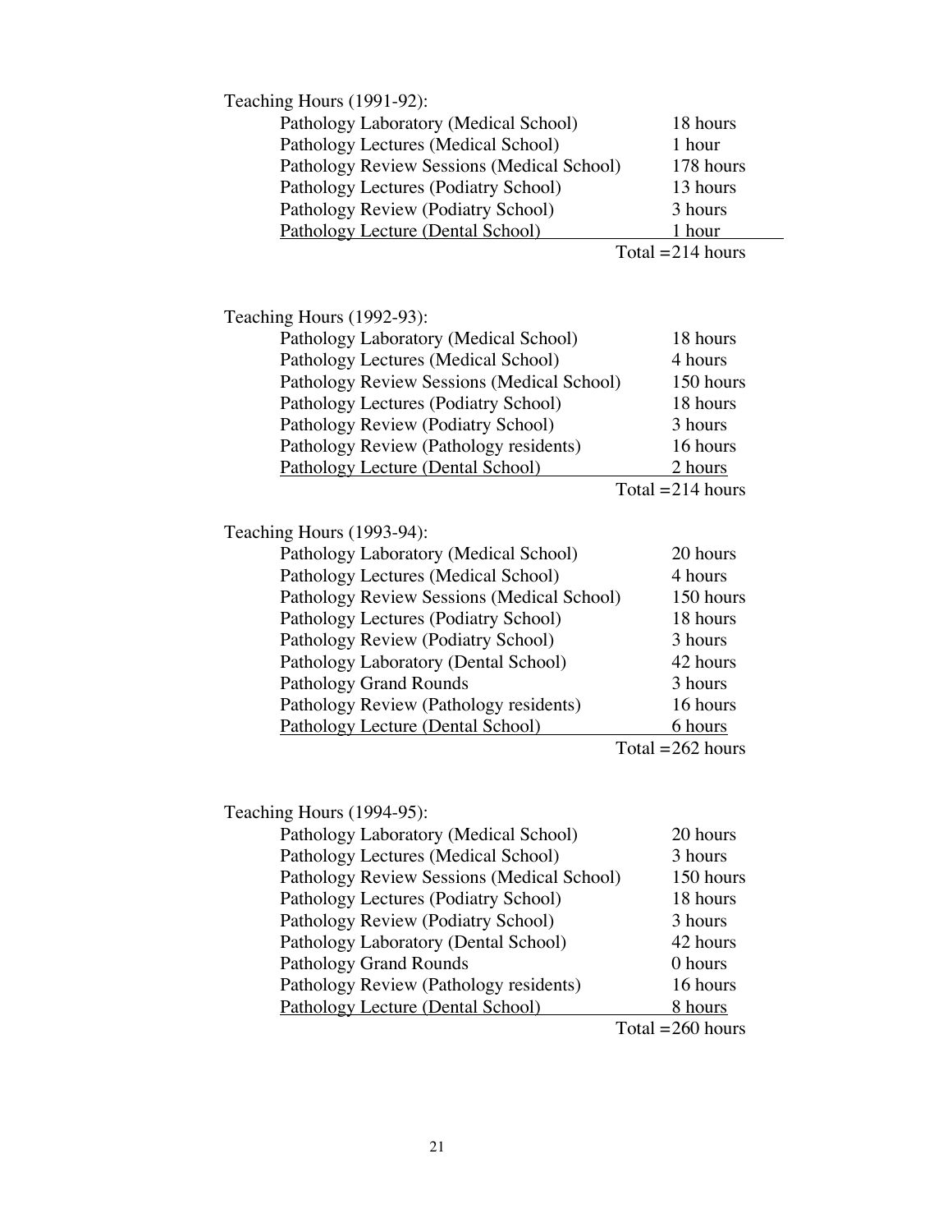Teaching Hours (1991-92):

| | |
|---|---|
| Pathology Laboratory (Medical School) | 18 hours |
| Pathology Lectures (Medical School) | 1 hour |
| Pathology Review Sessions (Medical School) | 178 hours |
| Pathology Lectures (Podiatry School) | 13 hours |
| Pathology Review (Podiatry School) | 3 hours |
| Pathology Lecture (Dental School) | 1 hour |
| | Total =214 hours |

Teaching Hours (1992-93):

| | |
|---|---|
| Pathology Laboratory (Medical School) | 18 hours |
| Pathology Lectures (Medical School) | 4 hours |
| Pathology Review Sessions (Medical School) | 150 hours |
| Pathology Lectures (Podiatry School) | 18 hours |
| Pathology Review (Podiatry School) | 3 hours |
| Pathology Review (Pathology residents) | 16 hours |
| Pathology Lecture (Dental School) | 2 hours |
| | Total =214 hours |

Teaching Hours (1993-94):

| | |
|---|---|
| Pathology Laboratory (Medical School) | 20 hours |
| Pathology Lectures (Medical School) | 4 hours |
| Pathology Review Sessions (Medical School) | 150 hours |
| Pathology Lectures (Podiatry School) | 18 hours |
| Pathology Review (Podiatry School) | 3 hours |
| Pathology Laboratory (Dental School) | 42 hours |
| Pathology Grand Rounds | 3 hours |
| Pathology Review (Pathology residents) | 16 hours |
| Pathology Lecture (Dental School) | 6 hours |
| | Total =262 hours |

Teaching Hours (1994-95):

| | |
|---|---|
| Pathology Laboratory (Medical School) | 20 hours |
| Pathology Lectures (Medical School) | 3 hours |
| Pathology Review Sessions (Medical School) | 150 hours |
| Pathology Lectures (Podiatry School) | 18 hours |
| Pathology Review (Podiatry School) | 3 hours |
| Pathology Laboratory (Dental School) | 42 hours |
| Pathology Grand Rounds | 0 hours |
| Pathology Review (Pathology residents) | 16 hours |
| Pathology Lecture (Dental School) | 8 hours |
| | Total =260 hours |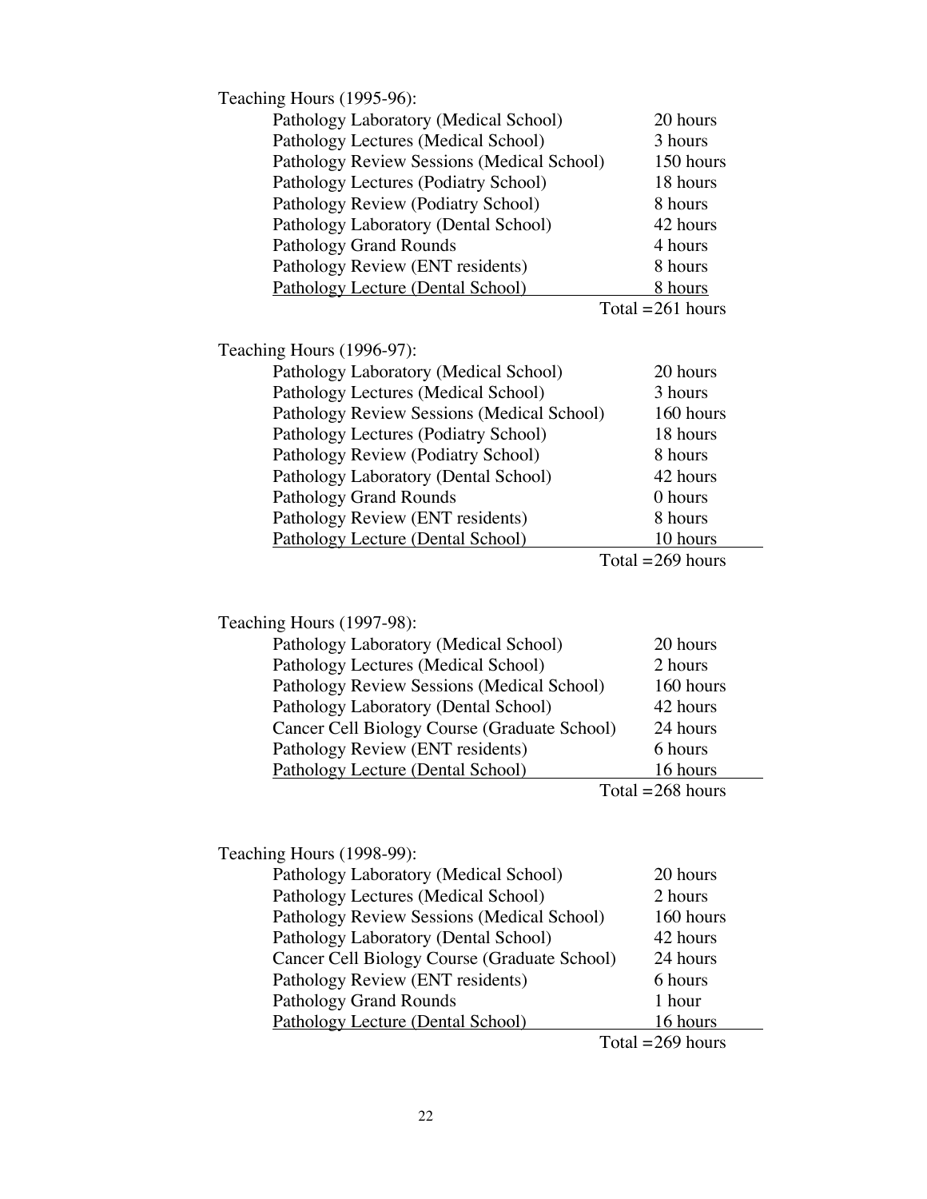Teaching Hours (1995-96):

| | |
|---|---|
| Pathology Laboratory (Medical School) | 20 hours |
| Pathology Lectures (Medical School) | 3 hours |
| Pathology Review Sessions (Medical School) | 150 hours |
| Pathology Lectures (Podiatry School) | 18 hours |
| Pathology Review (Podiatry School) | 8 hours |
| Pathology Laboratory (Dental School) | 42 hours |
| Pathology Grand Rounds | 4 hours |
| Pathology Review (ENT residents) | 8 hours |
| Pathology Lecture (Dental School) | 8 hours |
| | Total = 261 hours |

Teaching Hours (1996-97):

| | |
|---|---|
| Pathology Laboratory (Medical School) | 20 hours |
| Pathology Lectures (Medical School) | 3 hours |
| Pathology Review Sessions (Medical School) | 160 hours |
| Pathology Lectures (Podiatry School) | 18 hours |
| Pathology Review (Podiatry School) | 8 hours |
| Pathology Laboratory (Dental School) | 42 hours |
| Pathology Grand Rounds | 0 hours |
| Pathology Review (ENT residents) | 8 hours |
| Pathology Lecture (Dental School) | 10 hours |
| | Total = 269 hours |

Teaching Hours (1997-98):

| | |
|---|---|
| Pathology Laboratory (Medical School) | 20 hours |
| Pathology Lectures (Medical School) | 2 hours |
| Pathology Review Sessions (Medical School) | 160 hours |
| Pathology Laboratory (Dental School) | 42 hours |
| Cancer Cell Biology Course (Graduate School) | 24 hours |
| Pathology Review (ENT residents) | 6 hours |
| Pathology Lecture (Dental School) | 16 hours |
| | Total = 268 hours |

Teaching Hours (1998-99):

| | |
|---|---|
| Pathology Laboratory (Medical School) | 20 hours |
| Pathology Lectures (Medical School) | 2 hours |
| Pathology Review Sessions (Medical School) | 160 hours |
| Pathology Laboratory (Dental School) | 42 hours |
| Cancer Cell Biology Course (Graduate School) | 24 hours |
| Pathology Review (ENT residents) | 6 hours |
| Pathology Grand Rounds | 1 hour |
| Pathology Lecture (Dental School) | 16 hours |
| | Total = 269 hours |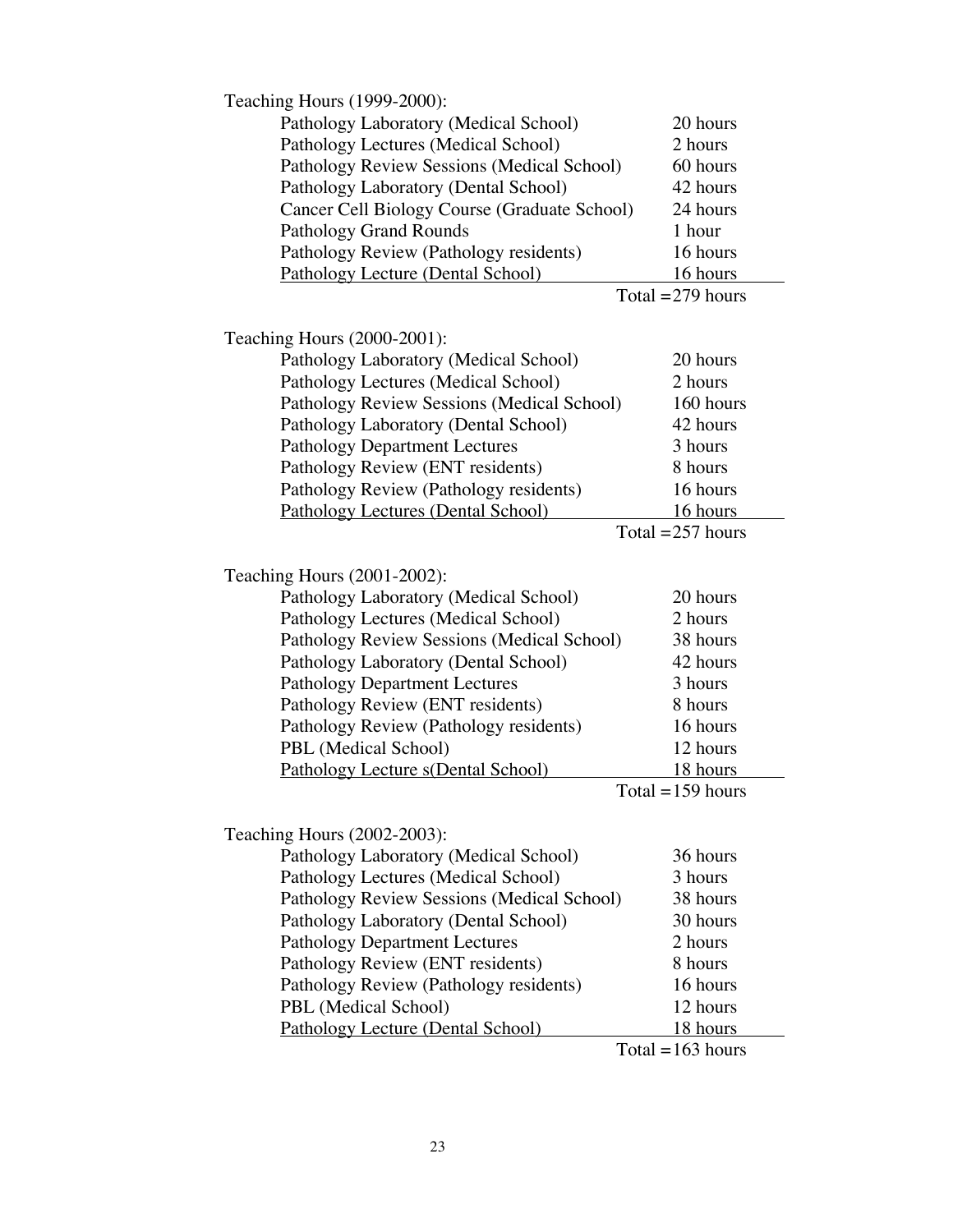Teaching Hours (1999-2000):

| | |
|---|---|
| Pathology Laboratory (Medical School) | 20 hours |
| Pathology Lectures (Medical School) | 2 hours |
| Pathology Review Sessions (Medical School) | 60 hours |
| Pathology Laboratory (Dental School) | 42 hours |
| Cancer Cell Biology Course (Graduate School) | 24 hours |
| Pathology Grand Rounds | 1 hour |
| Pathology Review (Pathology residents) | 16 hours |
| Pathology Lecture (Dental School) | 16 hours |
| | Total =279 hours |

Teaching Hours (2000-2001):

| | |
|---|---|
| Pathology Laboratory (Medical School) | 20 hours |
| Pathology Lectures (Medical School) | 2 hours |
| Pathology Review Sessions (Medical School) | 160 hours |
| Pathology Laboratory (Dental School) | 42 hours |
| Pathology Department Lectures | 3 hours |
| Pathology Review (ENT residents) | 8 hours |
| Pathology Review (Pathology residents) | 16 hours |
| Pathology Lectures (Dental School) | 16 hours |
| | Total =257 hours |

Teaching Hours (2001-2002):

| | |
|---|---|
| Pathology Laboratory (Medical School) | 20 hours |
| Pathology Lectures (Medical School) | 2 hours |
| Pathology Review Sessions (Medical School) | 38 hours |
| Pathology Laboratory (Dental School) | 42 hours |
| Pathology Department Lectures | 3 hours |
| Pathology Review (ENT residents) | 8 hours |
| Pathology Review (Pathology residents) | 16 hours |
| PBL (Medical School) | 12 hours |
| Pathology Lecture s(Dental School) | 18 hours |
| | Total =159 hours |

Teaching Hours (2002-2003):

| | |
|---|---|
| Pathology Laboratory (Medical School) | 36 hours |
| Pathology Lectures (Medical School) | 3 hours |
| Pathology Review Sessions (Medical School) | 38 hours |
| Pathology Laboratory (Dental School) | 30 hours |
| Pathology Department Lectures | 2 hours |
| Pathology Review (ENT residents) | 8 hours |
| Pathology Review (Pathology residents) | 16 hours |
| PBL (Medical School) | 12 hours |
| Pathology Lecture (Dental School) | 18 hours |
| | Total =163 hours |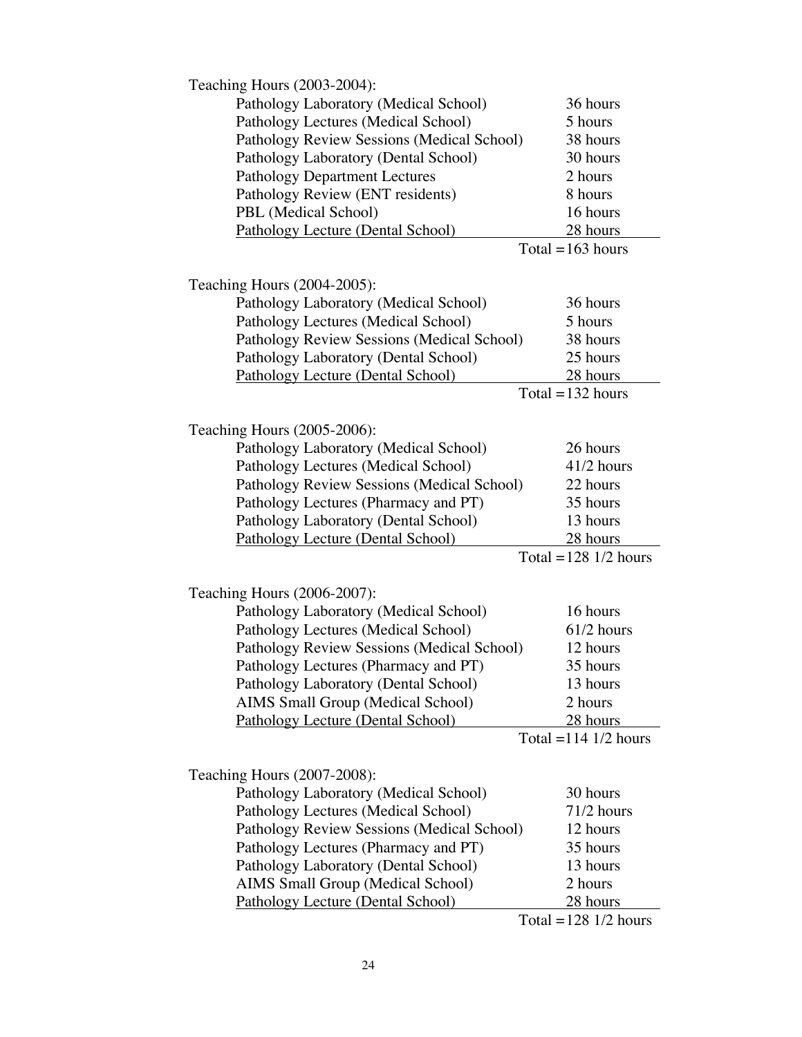Teaching Hours (2003-2004):

| | |
|---|---|
| Pathology Laboratory (Medical School) | 36 hours |
| Pathology Lectures (Medical School) | 5 hours |
| Pathology Review Sessions (Medical School) | 38 hours |
| Pathology Laboratory (Dental School) | 30 hours |
| Pathology Department Lectures | 2 hours |
| Pathology Review (ENT residents) | 8 hours |
| PBL (Medical School) | 16 hours |
| Pathology Lecture (Dental School) | 28 hours |
| | Total =163 hours |

Teaching Hours (2004-2005):

| | |
|---|---|
| Pathology Laboratory (Medical School) | 36 hours |
| Pathology Lectures (Medical School) | 5 hours |
| Pathology Review Sessions (Medical School) | 38 hours |
| Pathology Laboratory (Dental School) | 25 hours |
| Pathology Lecture (Dental School) | 28 hours |
| | Total =132 hours |

Teaching Hours (2005-2006):

| | |
|---|---|
| Pathology Laboratory (Medical School) | 26 hours |
| Pathology Lectures (Medical School) | 41/2 hours |
| Pathology Review Sessions (Medical School) | 22 hours |
| Pathology Lectures (Pharmacy and PT) | 35 hours |
| Pathology Laboratory (Dental School) | 13 hours |
| Pathology Lecture (Dental School) | 28 hours |
| | Total =128 1/2 hours |

Teaching Hours (2006-2007):

| | |
|---|---|
| Pathology Laboratory (Medical School) | 16 hours |
| Pathology Lectures (Medical School) | 61/2 hours |
| Pathology Review Sessions (Medical School) | 12 hours |
| Pathology Lectures (Pharmacy and PT) | 35 hours |
| Pathology Laboratory (Dental School) | 13 hours |
| AIMS Small Group (Medical School) | 2 hours |
| Pathology Lecture (Dental School) | 28 hours |
| | Total =114 1/2 hours |

Teaching Hours (2007-2008):

| | |
|---|---|
| Pathology Laboratory (Medical School) | 30 hours |
| Pathology Lectures (Medical School) | 71/2 hours |
| Pathology Review Sessions (Medical School) | 12 hours |
| Pathology Lectures (Pharmacy and PT) | 35 hours |
| Pathology Laboratory (Dental School) | 13 hours |
| AIMS Small Group (Medical School) | 2 hours |
| Pathology Lecture (Dental School) | 28 hours |
| | Total =128 1/2 hours |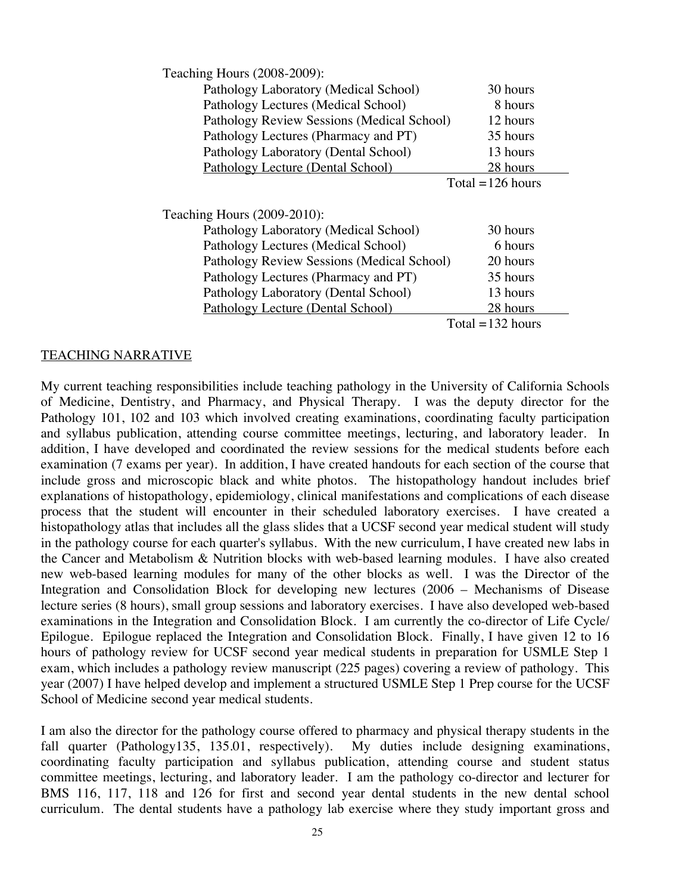Teaching Hours (2008-2009):

| Activity | Hours |
|---|---|
| Pathology Laboratory (Medical School) | 30 hours |
| Pathology Lectures (Medical School) | 8 hours |
| Pathology Review Sessions (Medical School) | 12 hours |
| Pathology Lectures (Pharmacy and PT) | 35 hours |
| Pathology Laboratory (Dental School) | 13 hours |
| Pathology Lecture (Dental School) | 28 hours |
| | Total =126 hours |

Teaching Hours (2009-2010):

| Activity | Hours |
|---|---|
| Pathology Laboratory (Medical School) | 30 hours |
| Pathology Lectures (Medical School) | 6 hours |
| Pathology Review Sessions (Medical School) | 20 hours |
| Pathology Lectures (Pharmacy and PT) | 35 hours |
| Pathology Laboratory (Dental School) | 13 hours |
| Pathology Lecture (Dental School) | 28 hours |
| | Total =132 hours |

## TEACHING NARRATIVE

My current teaching responsibilities include teaching pathology in the University of California Schools of Medicine, Dentistry, and Pharmacy, and Physical Therapy. I was the deputy director for the Pathology 101, 102 and 103 which involved creating examinations, coordinating faculty participation and syllabus publication, attending course committee meetings, lecturing, and laboratory leader. In addition, I have developed and coordinated the review sessions for the medical students before each examination (7 exams per year). In addition, I have created handouts for each section of the course that include gross and microscopic black and white photos. The histopathology handout includes brief explanations of histopathology, epidemiology, clinical manifestations and complications of each disease process that the student will encounter in their scheduled laboratory exercises. I have created a histopathology atlas that includes all the glass slides that a UCSF second year medical student will study in the pathology course for each quarter's syllabus. With the new curriculum, I have created new labs in the Cancer and Metabolism & Nutrition blocks with web-based learning modules. I have also created new web-based learning modules for many of the other blocks as well. I was the Director of the Integration and Consolidation Block for developing new lectures (2006 – Mechanisms of Disease lecture series (8 hours), small group sessions and laboratory exercises. I have also developed web-based examinations in the Integration and Consolidation Block. I am currently the co-director of Life Cycle/ Epilogue. Epilogue replaced the Integration and Consolidation Block. Finally, I have given 12 to 16 hours of pathology review for UCSF second year medical students in preparation for USMLE Step 1 exam, which includes a pathology review manuscript (225 pages) covering a review of pathology. This year (2007) I have helped develop and implement a structured USMLE Step 1 Prep course for the UCSF School of Medicine second year medical students.

I am also the director for the pathology course offered to pharmacy and physical therapy students in the fall quarter (Pathology135, 135.01, respectively). My duties include designing examinations, coordinating faculty participation and syllabus publication, attending course and student status committee meetings, lecturing, and laboratory leader. I am the pathology co-director and lecturer for BMS 116, 117, 118 and 126 for first and second year dental students in the new dental school curriculum. The dental students have a pathology lab exercise where they study important gross and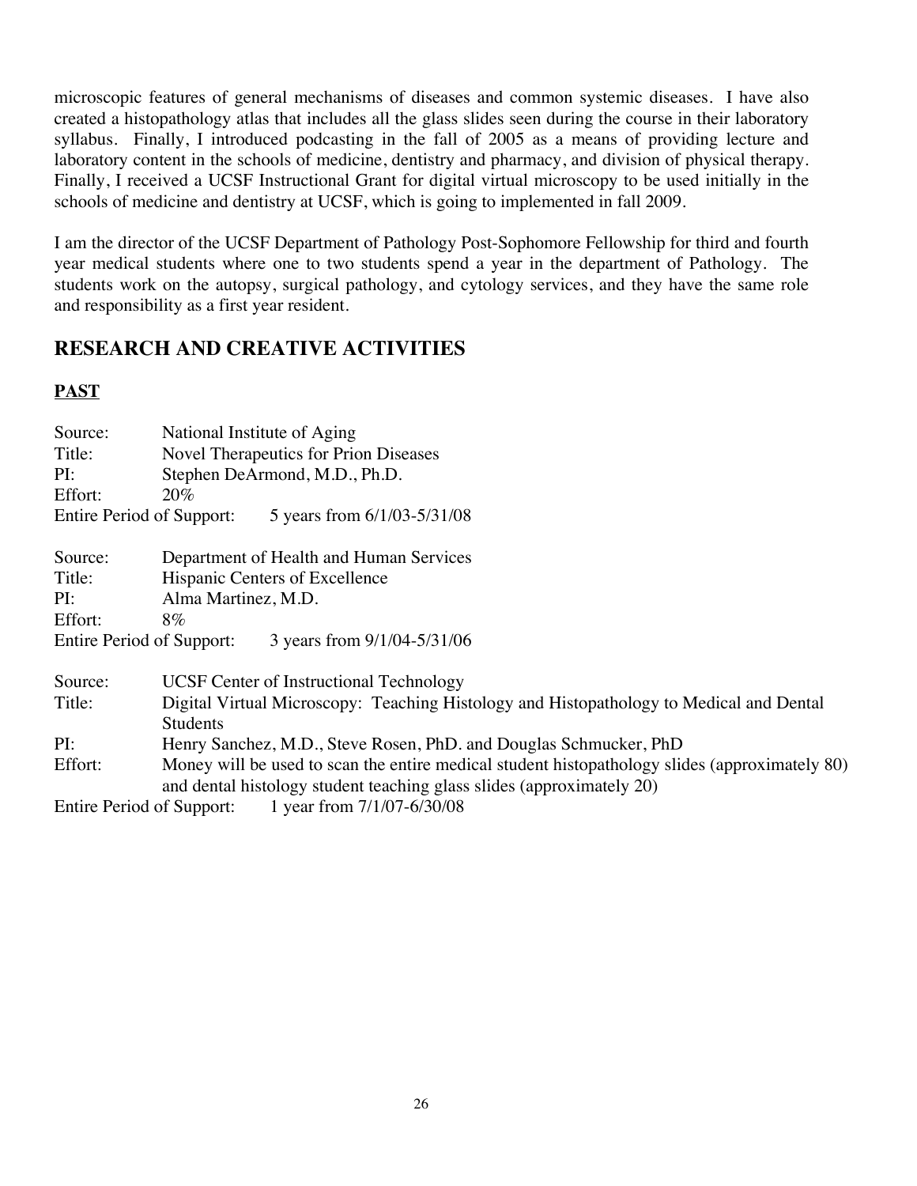microscopic features of general mechanisms of diseases and common systemic diseases. I have also created a histopathology atlas that includes all the glass slides seen during the course in their laboratory syllabus. Finally, I introduced podcasting in the fall of 2005 as a means of providing lecture and laboratory content in the schools of medicine, dentistry and pharmacy, and division of physical therapy. Finally, I received a UCSF Instructional Grant for digital virtual microscopy to be used initially in the schools of medicine and dentistry at UCSF, which is going to implemented in fall 2009.

I am the director of the UCSF Department of Pathology Post-Sophomore Fellowship for third and fourth year medical students where one to two students spend a year in the department of Pathology. The students work on the autopsy, surgical pathology, and cytology services, and they have the same role and responsibility as a first year resident.

## RESEARCH AND CREATIVE ACTIVITIES

### PAST

Source: National Institute of Aging
Title: Novel Therapeutics for Prion Diseases
PI: Stephen DeArmond, M.D., Ph.D.
Effort: 20%
Entire Period of Support: 5 years from 6/1/03-5/31/08

Source: Department of Health and Human Services
Title: Hispanic Centers of Excellence
PI: Alma Martinez, M.D.
Effort: 8%
Entire Period of Support: 3 years from 9/1/04-5/31/06

Source: UCSF Center of Instructional Technology
Title: Digital Virtual Microscopy: Teaching Histology and Histopathology to Medical and Dental Students
PI: Henry Sanchez, M.D., Steve Rosen, PhD. and Douglas Schmucker, PhD
Effort: Money will be used to scan the entire medical student histopathology slides (approximately 80) and dental histology student teaching glass slides (approximately 20)
Entire Period of Support: 1 year from 7/1/07-6/30/08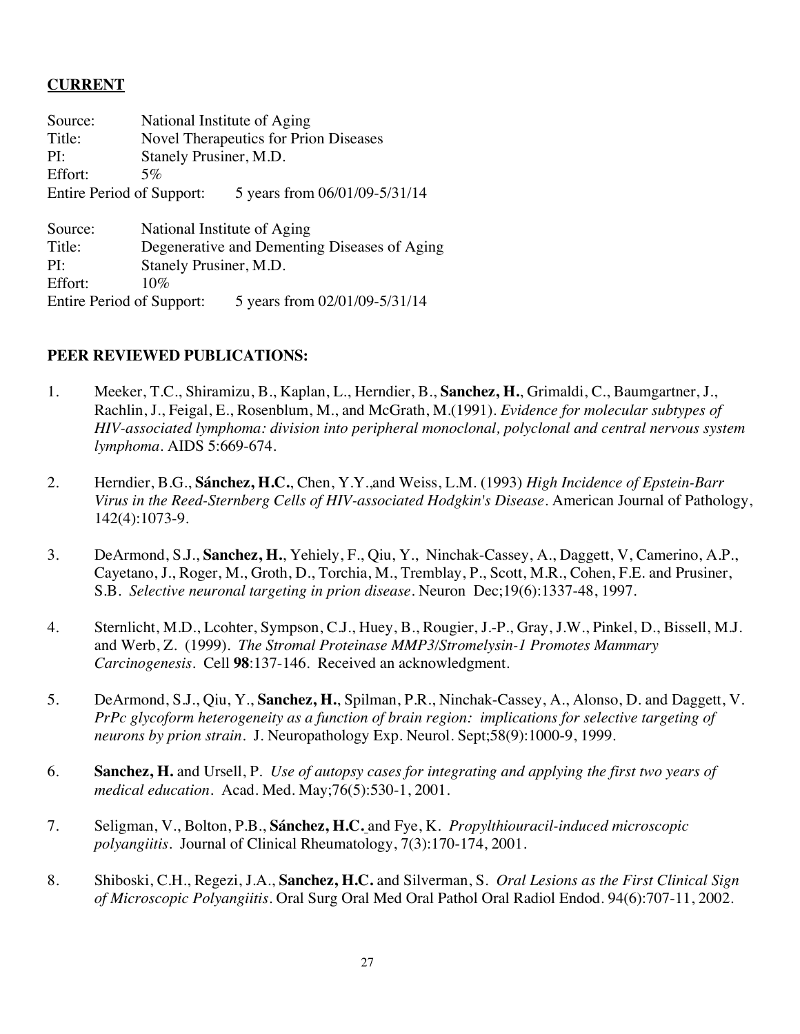**CURRENT**

Source: National Institute of Aging
Title: Novel Therapeutics for Prion Diseases
PI: Stanely Prusiner, M.D.
Effort: 5%
Entire Period of Support: 5 years from 06/01/09-5/31/14

Source: National Institute of Aging
Title: Degenerative and Dementing Diseases of Aging
PI: Stanely Prusiner, M.D.
Effort: 10%
Entire Period of Support: 5 years from 02/01/09-5/31/14

**PEER REVIEWED PUBLICATIONS:**

1. Meeker, T.C., Shiramizu, B., Kaplan, L., Herndier, B., **Sanchez, H.**, Grimaldi, C., Baumgartner, J., Rachlin, J., Feigal, E., Rosenblum, M., and McGrath, M.(1991). *Evidence for molecular subtypes of HIV-associated lymphoma: division into peripheral monoclonal, polyclonal and central nervous system lymphoma*. AIDS 5:669-674.

2. Herndier, B.G., **Sánchez, H.C.**, Chen, Y.Y.,and Weiss, L.M. (1993) *High Incidence of Epstein-Barr Virus in the Reed-Sternberg Cells of HIV-associated Hodgkin's Disease*. American Journal of Pathology, 142(4):1073-9.

3. DeArmond, S.J., **Sanchez, H.**, Yehiely, F., Qiu, Y., Ninchak-Cassey, A., Daggett, V, Camerino, A.P., Cayetano, J., Roger, M., Groth, D., Torchia, M., Tremblay, P., Scott, M.R., Cohen, F.E. and Prusiner, S.B. *Selective neuronal targeting in prion disease*. Neuron Dec;19(6):1337-48, 1997.

4. Sternlicht, M.D., Lcohter, Sympson, C.J., Huey, B., Rougier, J.-P., Gray, J.W., Pinkel, D., Bissell, M.J. and Werb, Z. (1999). *The Stromal Proteinase MMP3/Stromelysin-1 Promotes Mammary Carcinogenesis*. Cell **98**:137-146. Received an acknowledgment.

5. DeArmond, S.J., Qiu, Y., **Sanchez, H.**, Spilman, P.R., Ninchak-Cassey, A., Alonso, D. and Daggett, V. *PrPc glycoform heterogeneity as a function of brain region: implications for selective targeting of neurons by prion strain*. J. Neuropathology Exp. Neurol. Sept;58(9):1000-9, 1999.

6. **Sanchez, H.** and Ursell, P. *Use of autopsy cases for integrating and applying the first two years of medical education*. Acad. Med. May;76(5):530-1, 2001.

7. Seligman, V., Bolton, P.B., **Sánchez, H.C.** and Fye, K. *Propylthiouracil-induced microscopic polyangiitis*. Journal of Clinical Rheumatology, 7(3):170-174, 2001.

8. Shiboski, C.H., Regezi, J.A., **Sanchez, H.C.** and Silverman, S. *Oral Lesions as the First Clinical Sign of Microscopic Polyangiitis*. Oral Surg Oral Med Oral Pathol Oral Radiol Endod. 94(6):707-11, 2002.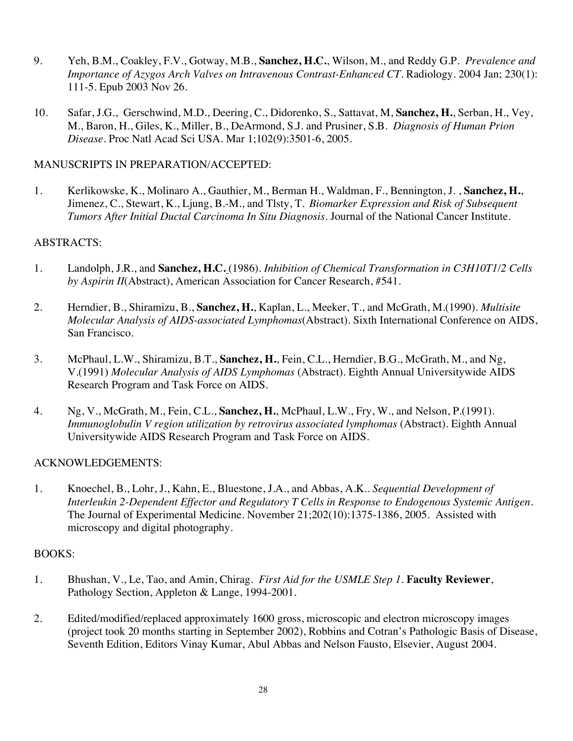9. Yeh, B.M., Coakley, F.V., Gotway, M.B., **Sanchez, H.C.**, Wilson, M., and Reddy G.P. *Prevalence and Importance of Azygos Arch Valves on Intravenous Contrast-Enhanced CT*. Radiology. 2004 Jan; 230(1): 111-5. Epub 2003 Nov 26.

10. Safar, J.G., Gerschwind, M.D., Deering, C., Didorenko, S., Sattavat, M, **Sanchez, H.**, Serban, H., Vey, M., Baron, H., Giles, K., Miller, B., DeArmond, S.J. and Prusiner, S.B. *Diagnosis of Human Prion Disease*. Proc Natl Acad Sci USA. Mar 1;102(9):3501-6, 2005.

MANUSCRIPTS IN PREPARATION/ACCEPTED:

1. Kerlikowske, K., Molinaro A., Gauthier, M., Berman H., Waldman, F., Bennington, J. , **Sanchez, H.**, Jimenez, C., Stewart, K., Ljung, B.-M., and Tlsty, T. *Biomarker Expression and Risk of Subsequent Tumors After Initial Ductal Carcinoma In Situ Diagnosis*. Journal of the National Cancer Institute.

ABSTRACTS:

1. Landolph, J.R., and **Sanchez, H.C.** (1986). *Inhibition of Chemical Transformation in C3H10T1/2 Cells by Aspirin II*(Abstract), American Association for Cancer Research, #541.

2. Herndier, B., Shiramizu, B., **Sanchez, H.**, Kaplan, L., Meeker, T., and McGrath, M.(1990). *Multisite Molecular Analysis of AIDS-associated Lymphomas*(Abstract). Sixth International Conference on AIDS, San Francisco.

3. McPhaul, L.W., Shiramizu, B.T., **Sanchez, H.**, Fein, C.L., Herndier, B.G., McGrath, M., and Ng, V.(1991) *Molecular Analysis of AIDS Lymphomas* (Abstract). Eighth Annual Universitywide AIDS Research Program and Task Force on AIDS.

4. Ng, V., McGrath, M., Fein, C.L., **Sanchez, H.**, McPhaul, L.W., Fry, W., and Nelson, P.(1991). *Immunoglobulin V region utilization by retrovirus associated lymphomas* (Abstract). Eighth Annual Universitywide AIDS Research Program and Task Force on AIDS.

ACKNOWLEDGEMENTS:

1. Knoechel, B., Lohr, J., Kahn, E., Bluestone, J.A., and Abbas, A.K.. *Sequential Development of Interleukin 2-Dependent Effector and Regulatory T Cells in Response to Endogenous Systemic Antigen*. The Journal of Experimental Medicine. November 21;202(10):1375-1386, 2005. Assisted with microscopy and digital photography.

BOOKS:

1. Bhushan, V., Le, Tao, and Amin, Chirag. *First Aid for the USMLE Step 1*. **Faculty Reviewer**, Pathology Section, Appleton & Lange, 1994-2001.

2. Edited/modified/replaced approximately 1600 gross, microscopic and electron microscopy images (project took 20 months starting in September 2002), Robbins and Cotran's Pathologic Basis of Disease, Seventh Edition, Editors Vinay Kumar, Abul Abbas and Nelson Fausto, Elsevier, August 2004.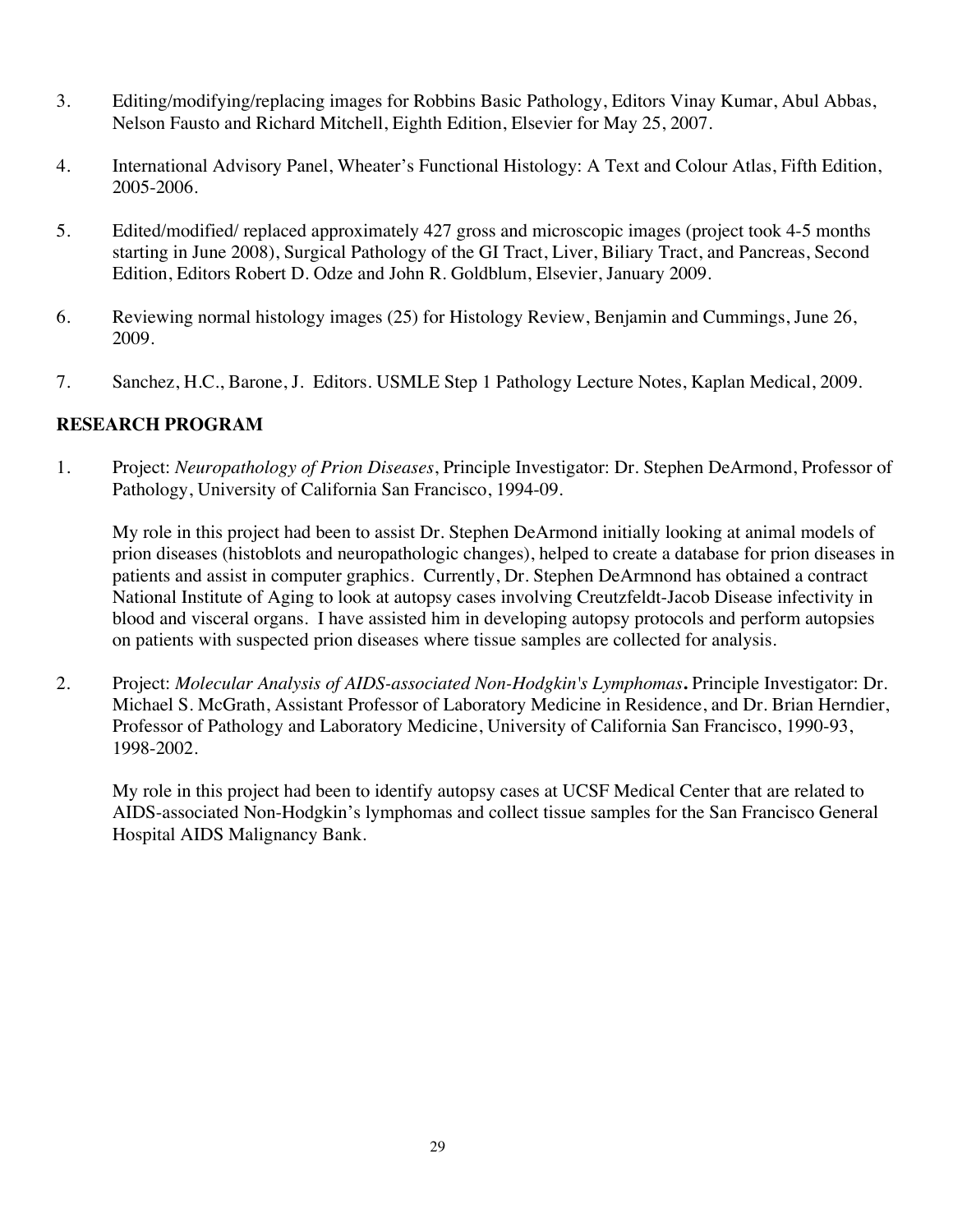3. Editing/modifying/replacing images for Robbins Basic Pathology, Editors Vinay Kumar, Abul Abbas, Nelson Fausto and Richard Mitchell, Eighth Edition, Elsevier for May 25, 2007.

4. International Advisory Panel, Wheater's Functional Histology: A Text and Colour Atlas, Fifth Edition, 2005-2006.

5. Edited/modified/ replaced approximately 427 gross and microscopic images (project took 4-5 months starting in June 2008), Surgical Pathology of the GI Tract, Liver, Biliary Tract, and Pancreas, Second Edition, Editors Robert D. Odze and John R. Goldblum, Elsevier, January 2009.

6. Reviewing normal histology images (25) for Histology Review, Benjamin and Cummings, June 26, 2009.

7. Sanchez, H.C., Barone, J. Editors. USMLE Step 1 Pathology Lecture Notes, Kaplan Medical, 2009.

**RESEARCH PROGRAM**

1. Project: *Neuropathology of Prion Diseases*, Principle Investigator: Dr. Stephen DeArmond, Professor of Pathology, University of California San Francisco, 1994-09.

   My role in this project had been to assist Dr. Stephen DeArmond initially looking at animal models of prion diseases (histoblots and neuropathologic changes), helped to create a database for prion diseases in patients and assist in computer graphics. Currently, Dr. Stephen DeArmnond has obtained a contract National Institute of Aging to look at autopsy cases involving Creutzfeldt-Jacob Disease infectivity in blood and visceral organs. I have assisted him in developing autopsy protocols and perform autopsies on patients with suspected prion diseases where tissue samples are collected for analysis.

2. Project: *Molecular Analysis of AIDS-associated Non-Hodgkin's Lymphomas***.** Principle Investigator: Dr. Michael S. McGrath, Assistant Professor of Laboratory Medicine in Residence, and Dr. Brian Herndier, Professor of Pathology and Laboratory Medicine, University of California San Francisco, 1990-93, 1998-2002.

   My role in this project had been to identify autopsy cases at UCSF Medical Center that are related to AIDS-associated Non-Hodgkin's lymphomas and collect tissue samples for the San Francisco General Hospital AIDS Malignancy Bank.